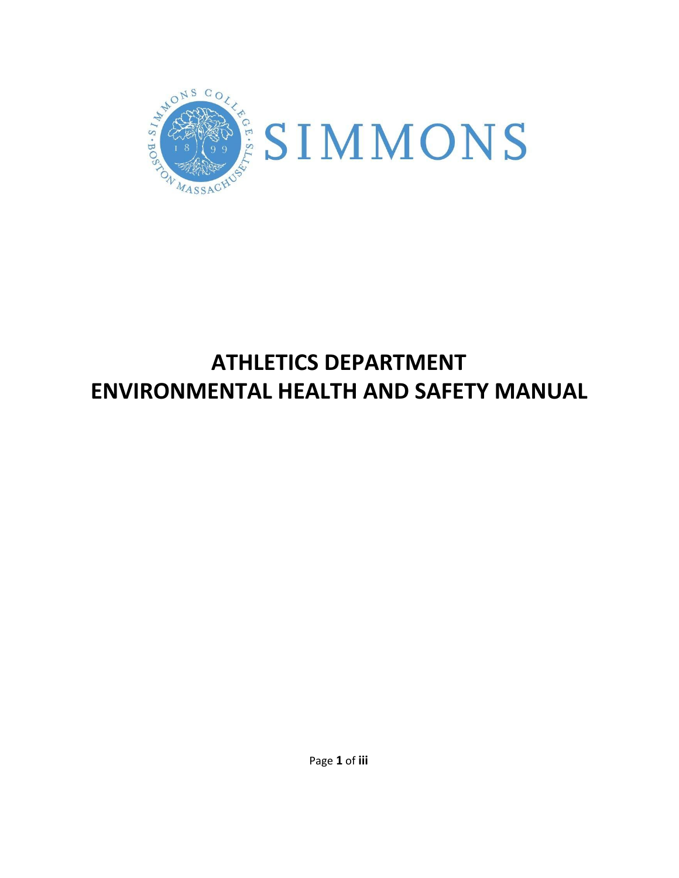SIMMONS

# ATHLETICS DEPARTMENT
# ENVIRONMENTAL HEALTH AND SAFETY MANUAL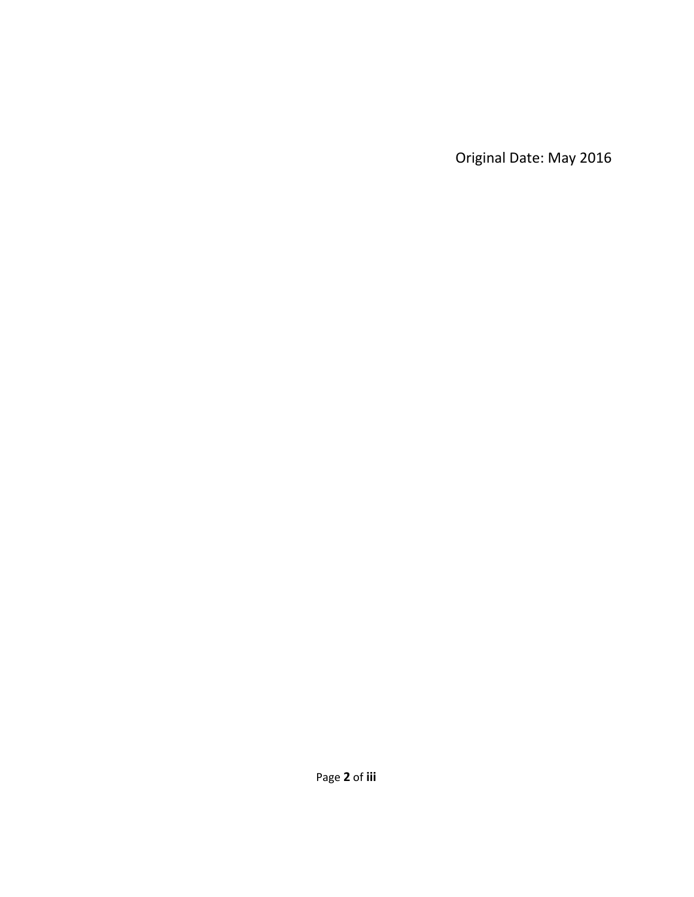Original Date: May 2016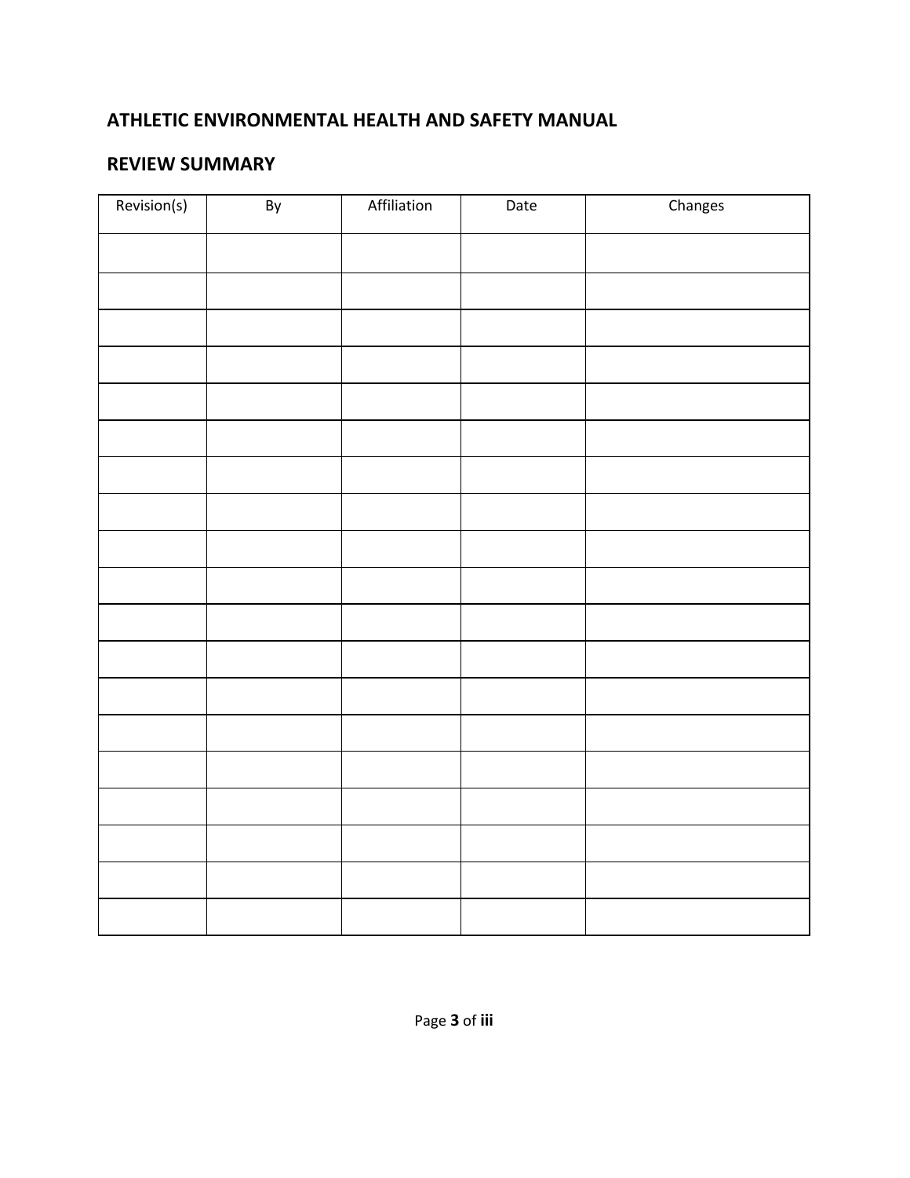## ATHLETIC ENVIRONMENTAL HEALTH AND SAFETY MANUAL

## REVIEW SUMMARY

| Revision(s) | By | Affiliation | Date | Changes |
|---|---|---|---|---|
| | | | | |
| | | | | |
| | | | | |
| | | | | |
| | | | | |
| | | | | |
| | | | | |
| | | | | |
| | | | | |
| | | | | |
| | | | | |
| | | | | |
| | | | | |
| | | | | |
| | | | | |
| | | | | |
| | | | | |
| | | | | |
| | | | | |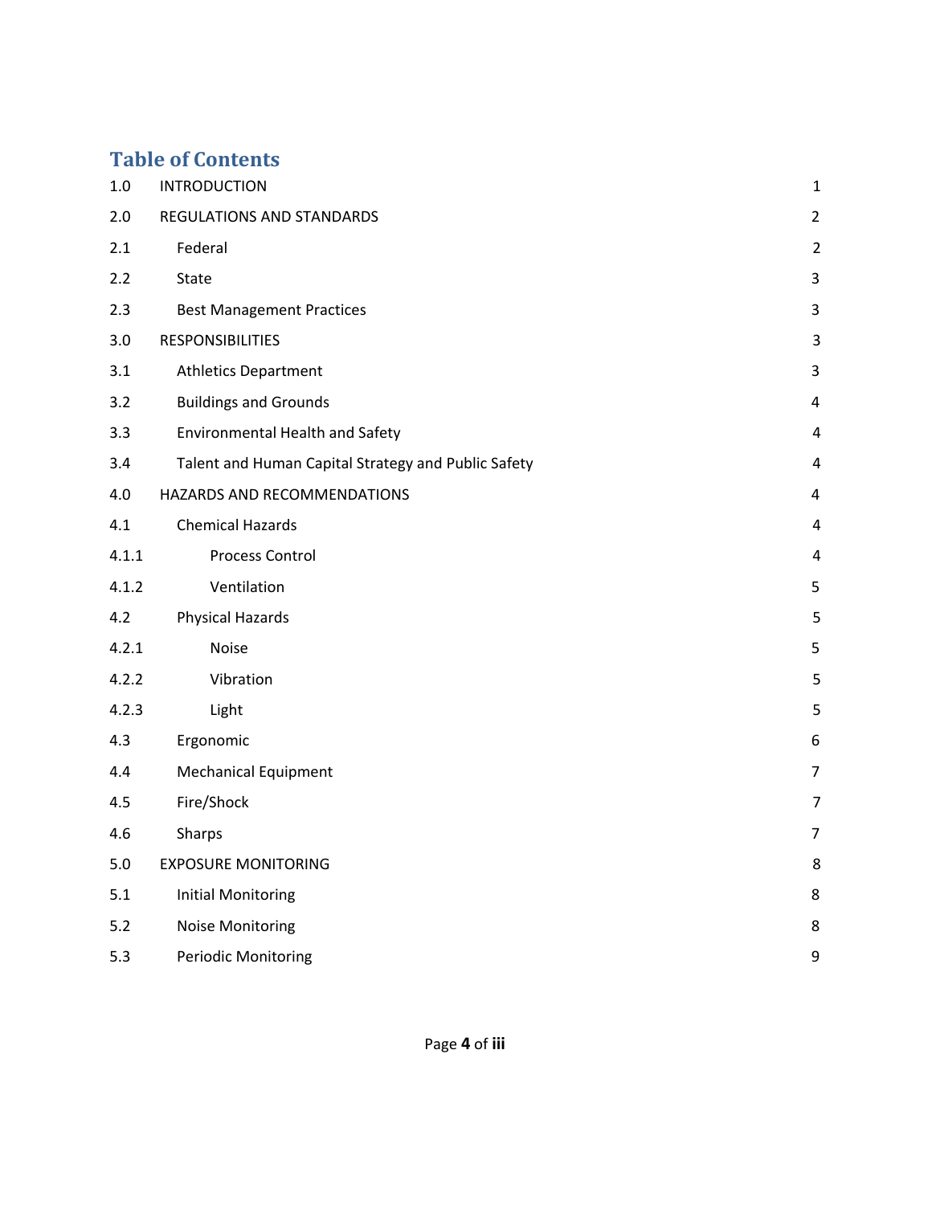## Table of Contents

| | | |
|---|---|---|
| 1.0 | INTRODUCTION | 1 |
| 2.0 | REGULATIONS AND STANDARDS | 2 |
| 2.1 | Federal | 2 |
| 2.2 | State | 3 |
| 2.3 | Best Management Practices | 3 |
| 3.0 | RESPONSIBILITIES | 3 |
| 3.1 | Athletics Department | 3 |
| 3.2 | Buildings and Grounds | 4 |
| 3.3 | Environmental Health and Safety | 4 |
| 3.4 | Talent and Human Capital Strategy and Public Safety | 4 |
| 4.0 | HAZARDS AND RECOMMENDATIONS | 4 |
| 4.1 | Chemical Hazards | 4 |
| 4.1.1 | Process Control | 4 |
| 4.1.2 | Ventilation | 5 |
| 4.2 | Physical Hazards | 5 |
| 4.2.1 | Noise | 5 |
| 4.2.2 | Vibration | 5 |
| 4.2.3 | Light | 5 |
| 4.3 | Ergonomic | 6 |
| 4.4 | Mechanical Equipment | 7 |
| 4.5 | Fire/Shock | 7 |
| 4.6 | Sharps | 7 |
| 5.0 | EXPOSURE MONITORING | 8 |
| 5.1 | Initial Monitoring | 8 |
| 5.2 | Noise Monitoring | 8 |
| 5.3 | Periodic Monitoring | 9 |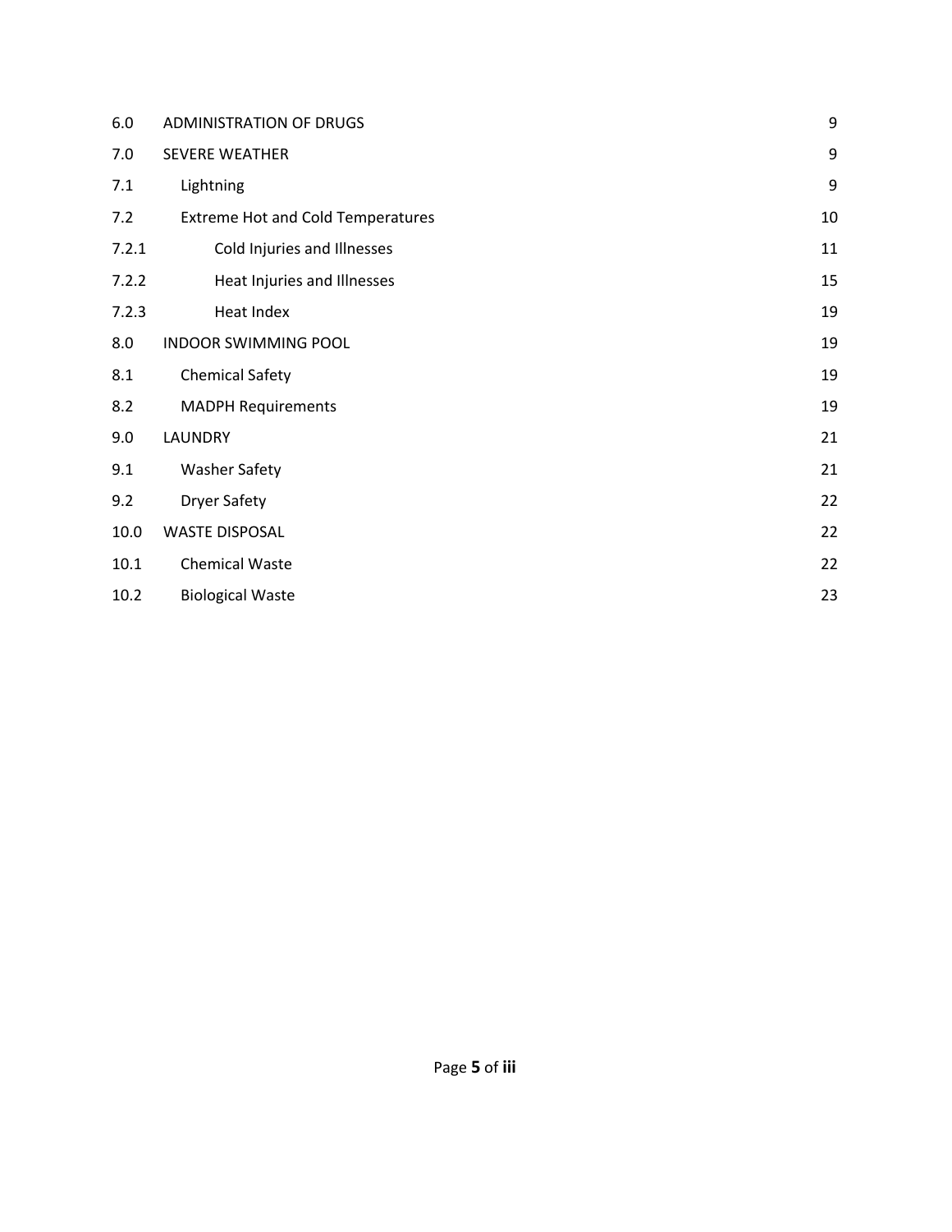| | | |
|---|---|---|
| 6.0 | ADMINISTRATION OF DRUGS | 9 |
| 7.0 | SEVERE WEATHER | 9 |
| 7.1 | Lightning | 9 |
| 7.2 | Extreme Hot and Cold Temperatures | 10 |
| 7.2.1 | Cold Injuries and Illnesses | 11 |
| 7.2.2 | Heat Injuries and Illnesses | 15 |
| 7.2.3 | Heat Index | 19 |
| 8.0 | INDOOR SWIMMING POOL | 19 |
| 8.1 | Chemical Safety | 19 |
| 8.2 | MADPH Requirements | 19 |
| 9.0 | LAUNDRY | 21 |
| 9.1 | Washer Safety | 21 |
| 9.2 | Dryer Safety | 22 |
| 10.0 | WASTE DISPOSAL | 22 |
| 10.1 | Chemical Waste | 22 |
| 10.2 | Biological Waste | 23 |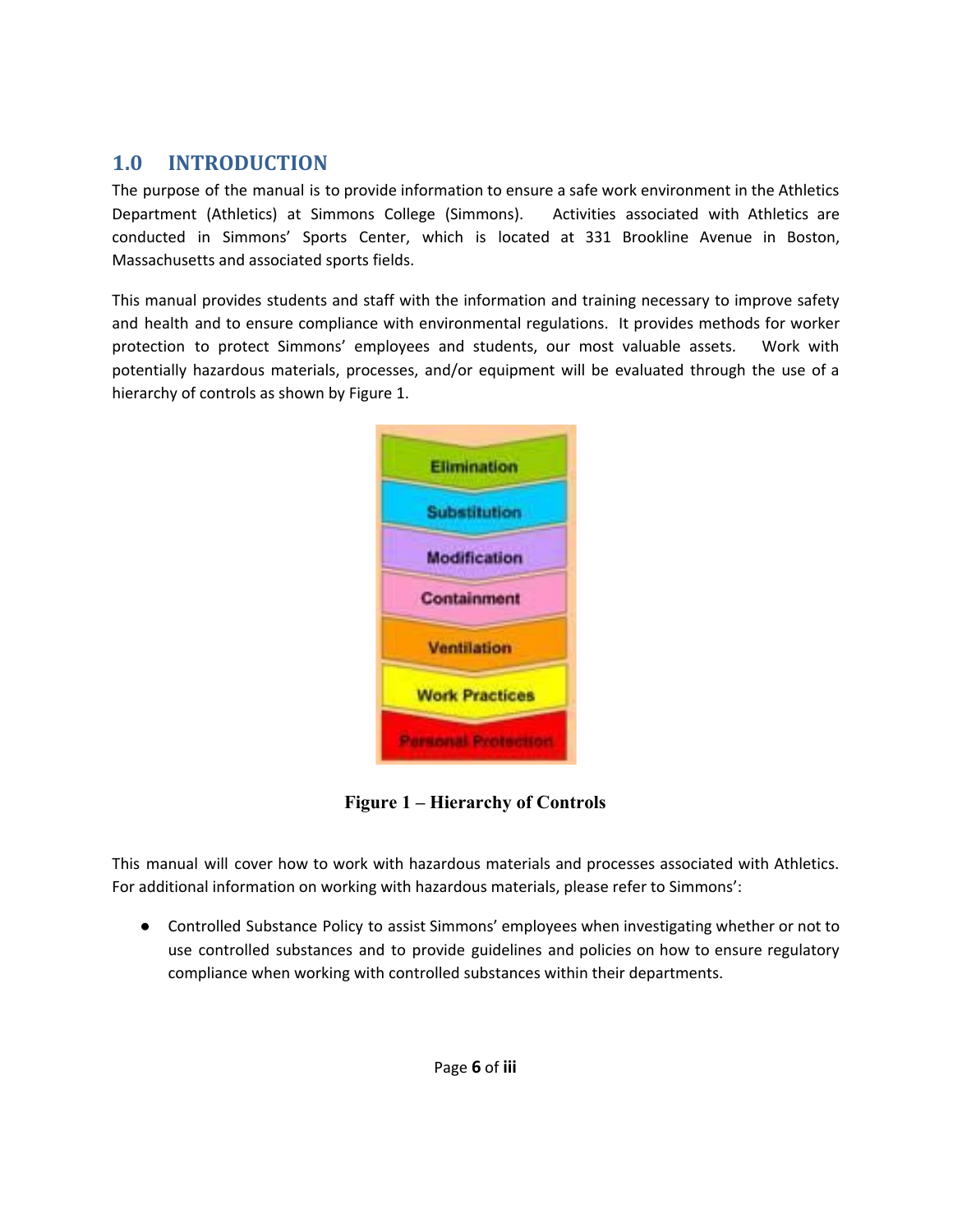## 1.0 INTRODUCTION

The purpose of the manual is to provide information to ensure a safe work environment in the Athletics Department (Athletics) at Simmons College (Simmons). Activities associated with Athletics are conducted in Simmons' Sports Center, which is located at 331 Brookline Avenue in Boston, Massachusetts and associated sports fields.

This manual provides students and staff with the information and training necessary to improve safety and health and to ensure compliance with environmental regulations. It provides methods for worker protection to protect Simmons' employees and students, our most valuable assets. Work with potentially hazardous materials, processes, and/or equipment will be evaluated through the use of a hierarchy of controls as shown by Figure 1.

- Elimination
- Substitution
- Modification
- Containment
- Ventilation
- Work Practices
- Personal Protection

**Figure 1 – Hierarchy of Controls**

This manual will cover how to work with hazardous materials and processes associated with Athletics. For additional information on working with hazardous materials, please refer to Simmons':

- Controlled Substance Policy to assist Simmons' employees when investigating whether or not to use controlled substances and to provide guidelines and policies on how to ensure regulatory compliance when working with controlled substances within their departments.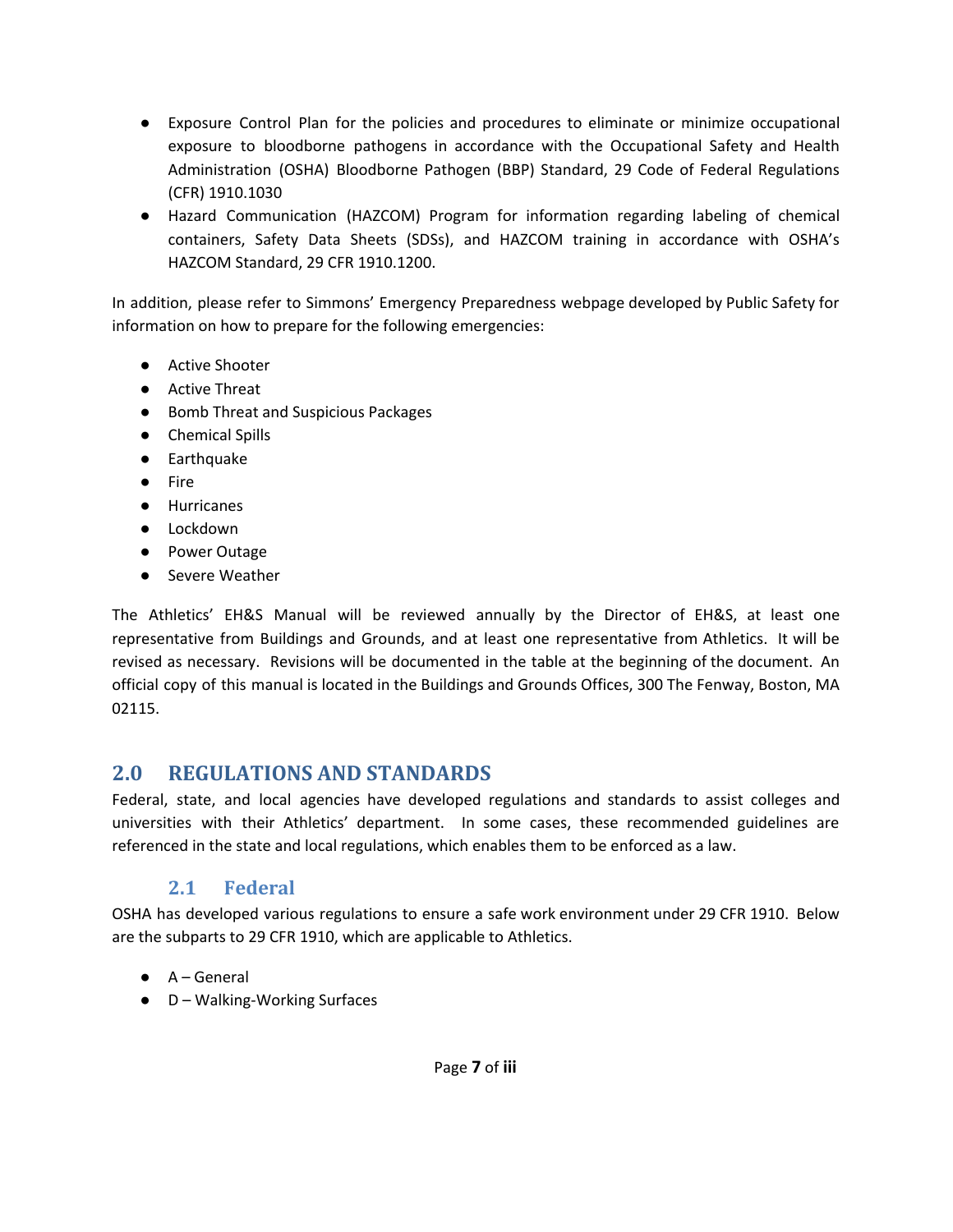- Exposure Control Plan for the policies and procedures to eliminate or minimize occupational exposure to bloodborne pathogens in accordance with the Occupational Safety and Health Administration (OSHA) Bloodborne Pathogen (BBP) Standard, 29 Code of Federal Regulations (CFR) 1910.1030
- Hazard Communication (HAZCOM) Program for information regarding labeling of chemical containers, Safety Data Sheets (SDSs), and HAZCOM training in accordance with OSHA's HAZCOM Standard, 29 CFR 1910.1200.

In addition, please refer to Simmons' Emergency Preparedness webpage developed by Public Safety for information on how to prepare for the following emergencies:

- Active Shooter
- Active Threat
- Bomb Threat and Suspicious Packages
- Chemical Spills
- Earthquake
- Fire
- Hurricanes
- Lockdown
- Power Outage
- Severe Weather

The Athletics' EH&S Manual will be reviewed annually by the Director of EH&S, at least one representative from Buildings and Grounds, and at least one representative from Athletics. It will be revised as necessary. Revisions will be documented in the table at the beginning of the document. An official copy of this manual is located in the Buildings and Grounds Offices, 300 The Fenway, Boston, MA 02115.

## 2.0 REGULATIONS AND STANDARDS

Federal, state, and local agencies have developed regulations and standards to assist colleges and universities with their Athletics' department. In some cases, these recommended guidelines are referenced in the state and local regulations, which enables them to be enforced as a law.

### 2.1 Federal

OSHA has developed various regulations to ensure a safe work environment under 29 CFR 1910. Below are the subparts to 29 CFR 1910, which are applicable to Athletics.

- A – General
- D – Walking-Working Surfaces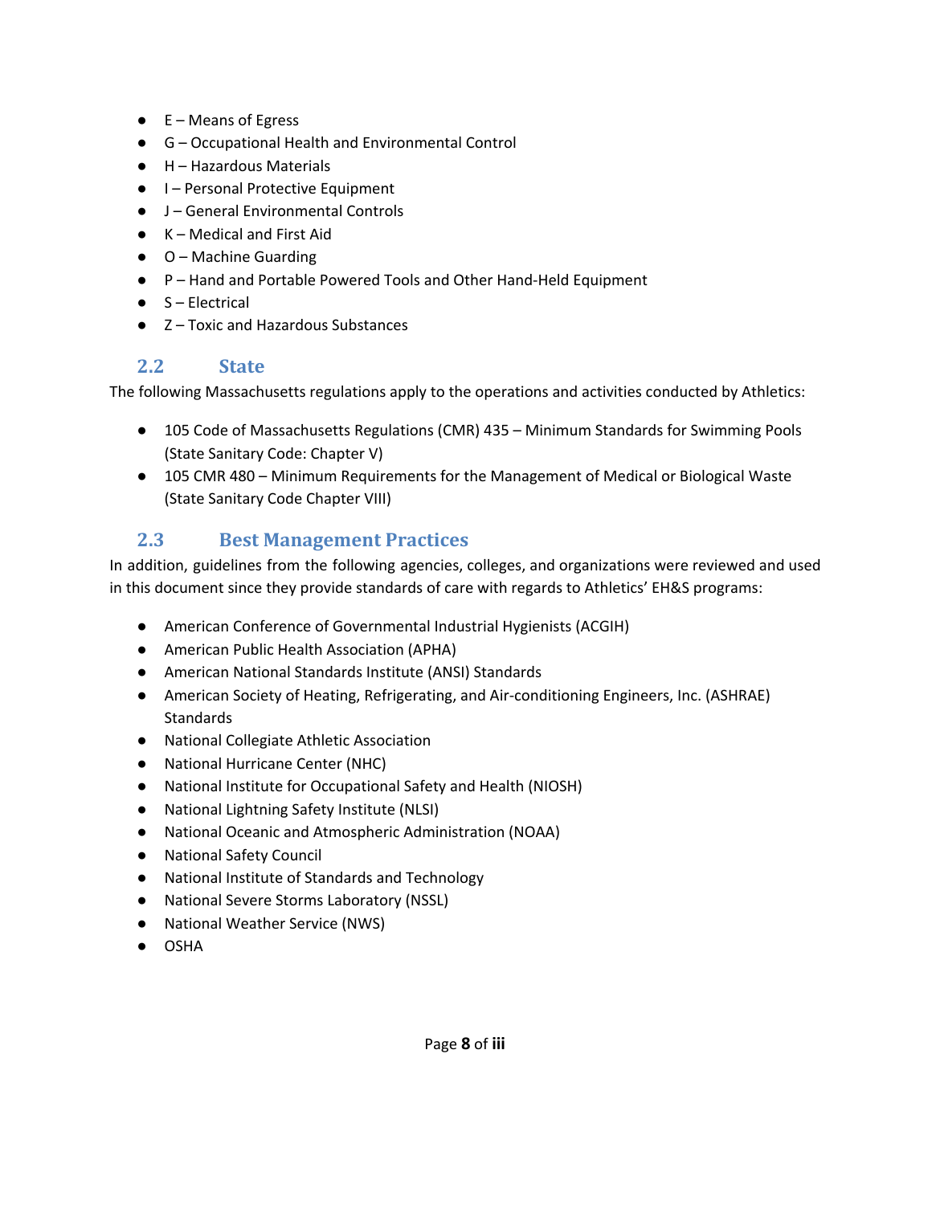- E – Means of Egress
- G – Occupational Health and Environmental Control
- H – Hazardous Materials
- I – Personal Protective Equipment
- J – General Environmental Controls
- K – Medical and First Aid
- O – Machine Guarding
- P – Hand and Portable Powered Tools and Other Hand-Held Equipment
- S – Electrical
- Z – Toxic and Hazardous Substances

## 2.2 State

The following Massachusetts regulations apply to the operations and activities conducted by Athletics:

- 105 Code of Massachusetts Regulations (CMR) 435 – Minimum Standards for Swimming Pools (State Sanitary Code: Chapter V)
- 105 CMR 480 – Minimum Requirements for the Management of Medical or Biological Waste (State Sanitary Code Chapter VIII)

## 2.3 Best Management Practices

In addition, guidelines from the following agencies, colleges, and organizations were reviewed and used in this document since they provide standards of care with regards to Athletics' EH&S programs:

- American Conference of Governmental Industrial Hygienists (ACGIH)
- American Public Health Association (APHA)
- American National Standards Institute (ANSI) Standards
- American Society of Heating, Refrigerating, and Air-conditioning Engineers, Inc. (ASHRAE) Standards
- National Collegiate Athletic Association
- National Hurricane Center (NHC)
- National Institute for Occupational Safety and Health (NIOSH)
- National Lightning Safety Institute (NLSI)
- National Oceanic and Atmospheric Administration (NOAA)
- National Safety Council
- National Institute of Standards and Technology
- National Severe Storms Laboratory (NSSL)
- National Weather Service (NWS)
- OSHA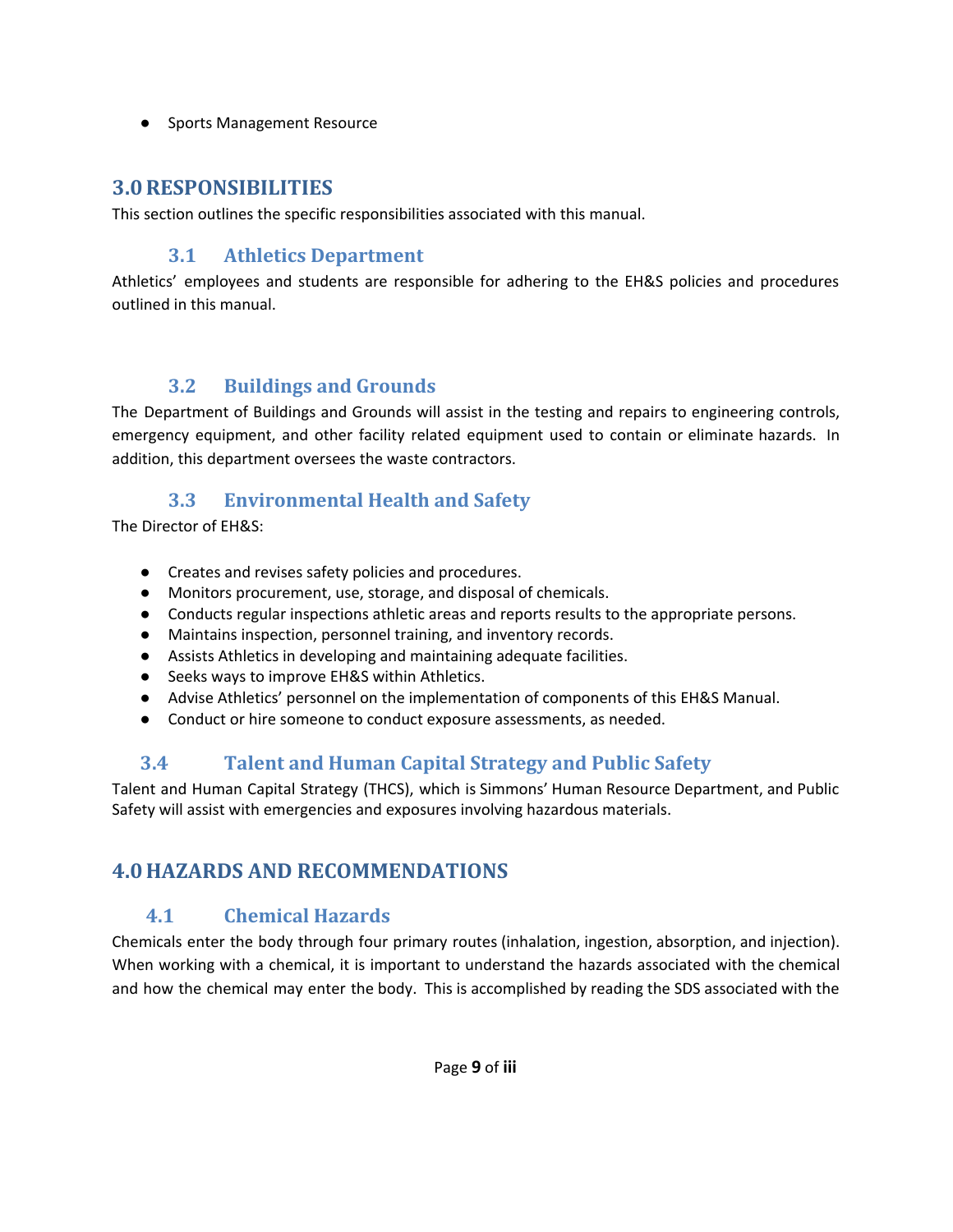- Sports Management Resource

# 3.0 RESPONSIBILITIES

This section outlines the specific responsibilities associated with this manual.

## 3.1 Athletics Department

Athletics' employees and students are responsible for adhering to the EH&S policies and procedures outlined in this manual.

## 3.2 Buildings and Grounds

The Department of Buildings and Grounds will assist in the testing and repairs to engineering controls, emergency equipment, and other facility related equipment used to contain or eliminate hazards. In addition, this department oversees the waste contractors.

## 3.3 Environmental Health and Safety

The Director of EH&S:

- Creates and revises safety policies and procedures.
- Monitors procurement, use, storage, and disposal of chemicals.
- Conducts regular inspections athletic areas and reports results to the appropriate persons.
- Maintains inspection, personnel training, and inventory records.
- Assists Athletics in developing and maintaining adequate facilities.
- Seeks ways to improve EH&S within Athletics.
- Advise Athletics' personnel on the implementation of components of this EH&S Manual.
- Conduct or hire someone to conduct exposure assessments, as needed.

## 3.4 Talent and Human Capital Strategy and Public Safety

Talent and Human Capital Strategy (THCS), which is Simmons' Human Resource Department, and Public Safety will assist with emergencies and exposures involving hazardous materials.

# 4.0 HAZARDS AND RECOMMENDATIONS

## 4.1 Chemical Hazards

Chemicals enter the body through four primary routes (inhalation, ingestion, absorption, and injection). When working with a chemical, it is important to understand the hazards associated with the chemical and how the chemical may enter the body. This is accomplished by reading the SDS associated with the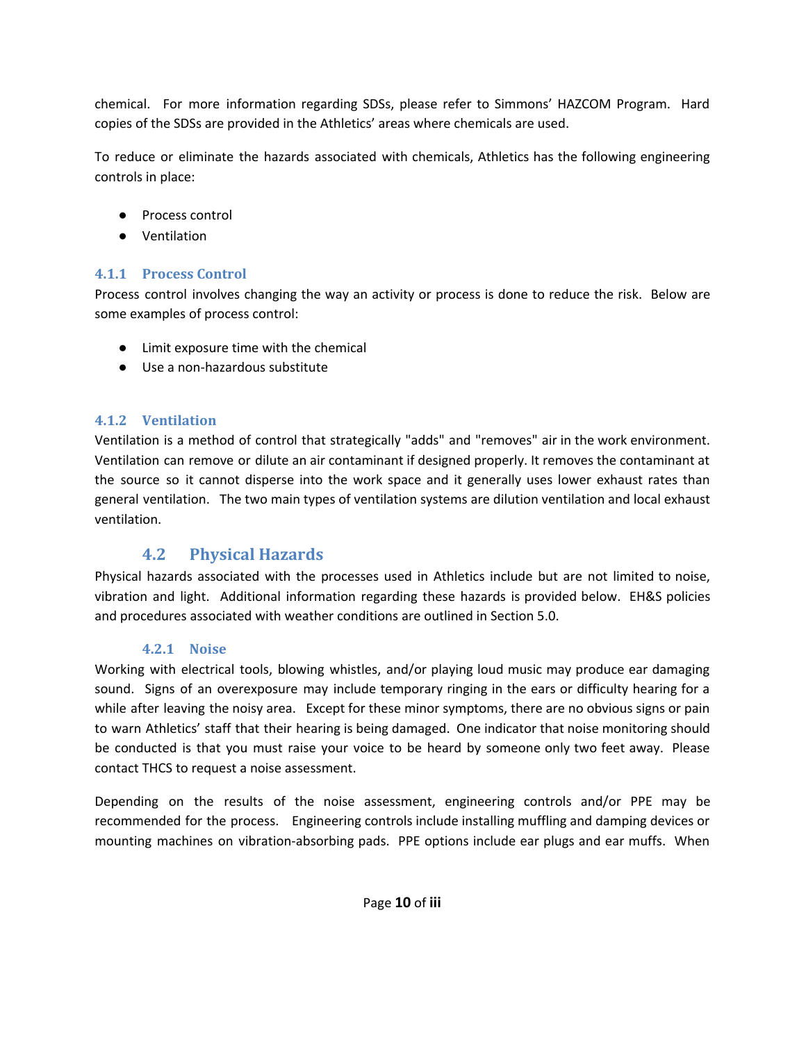chemical. For more information regarding SDSs, please refer to Simmons' HAZCOM Program. Hard copies of the SDSs are provided in the Athletics' areas where chemicals are used.

To reduce or eliminate the hazards associated with chemicals, Athletics has the following engineering controls in place:

- Process control
- Ventilation

#### 4.1.1 Process Control

Process control involves changing the way an activity or process is done to reduce the risk. Below are some examples of process control:

- Limit exposure time with the chemical
- Use a non-hazardous substitute

#### 4.1.2 Ventilation

Ventilation is a method of control that strategically "adds" and "removes" air in the work environment. Ventilation can remove or dilute an air contaminant if designed properly. It removes the contaminant at the source so it cannot disperse into the work space and it generally uses lower exhaust rates than general ventilation. The two main types of ventilation systems are dilution ventilation and local exhaust ventilation.

### 4.2 Physical Hazards

Physical hazards associated with the processes used in Athletics include but are not limited to noise, vibration and light. Additional information regarding these hazards is provided below. EH&S policies and procedures associated with weather conditions are outlined in Section 5.0.

#### 4.2.1 Noise

Working with electrical tools, blowing whistles, and/or playing loud music may produce ear damaging sound. Signs of an overexposure may include temporary ringing in the ears or difficulty hearing for a while after leaving the noisy area. Except for these minor symptoms, there are no obvious signs or pain to warn Athletics' staff that their hearing is being damaged. One indicator that noise monitoring should be conducted is that you must raise your voice to be heard by someone only two feet away. Please contact THCS to request a noise assessment.

Depending on the results of the noise assessment, engineering controls and/or PPE may be recommended for the process. Engineering controls include installing muffling and damping devices or mounting machines on vibration-absorbing pads. PPE options include ear plugs and ear muffs. When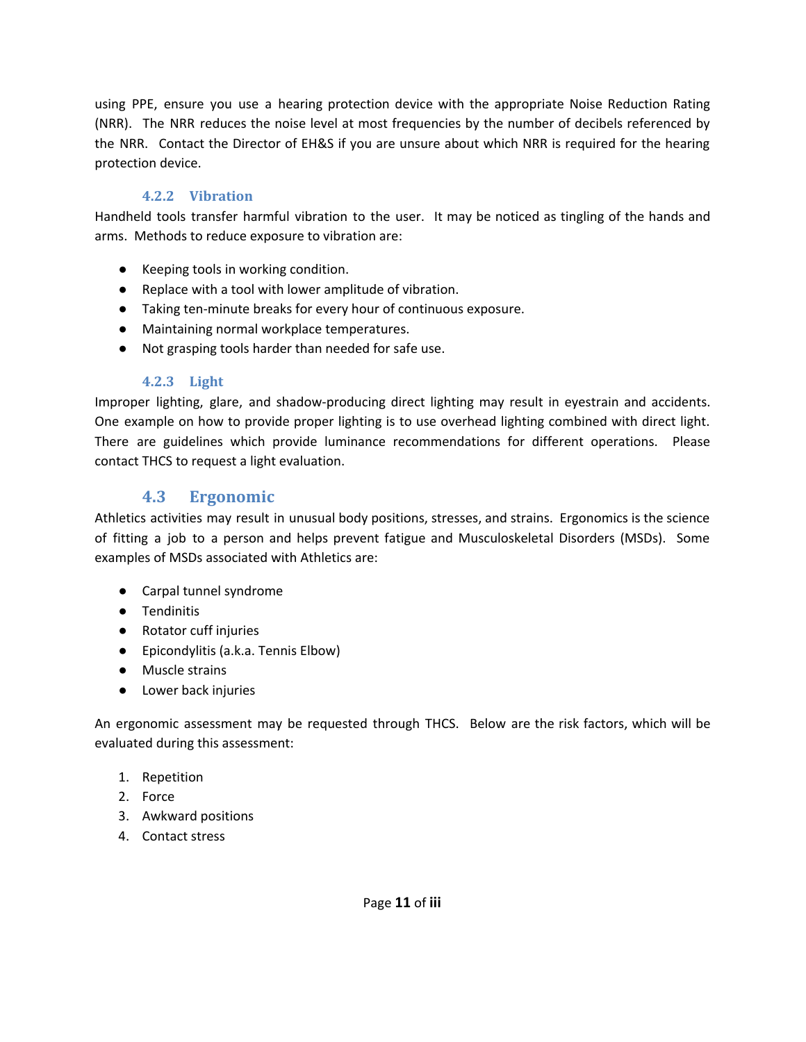using PPE, ensure you use a hearing protection device with the appropriate Noise Reduction Rating (NRR). The NRR reduces the noise level at most frequencies by the number of decibels referenced by the NRR. Contact the Director of EH&S if you are unsure about which NRR is required for the hearing protection device.

### 4.2.2 Vibration

Handheld tools transfer harmful vibration to the user. It may be noticed as tingling of the hands and arms. Methods to reduce exposure to vibration are:

- Keeping tools in working condition.
- Replace with a tool with lower amplitude of vibration.
- Taking ten-minute breaks for every hour of continuous exposure.
- Maintaining normal workplace temperatures.
- Not grasping tools harder than needed for safe use.

### 4.2.3 Light

Improper lighting, glare, and shadow-producing direct lighting may result in eyestrain and accidents. One example on how to provide proper lighting is to use overhead lighting combined with direct light. There are guidelines which provide luminance recommendations for different operations. Please contact THCS to request a light evaluation.

## 4.3 Ergonomic

Athletics activities may result in unusual body positions, stresses, and strains. Ergonomics is the science of fitting a job to a person and helps prevent fatigue and Musculoskeletal Disorders (MSDs). Some examples of MSDs associated with Athletics are:

- Carpal tunnel syndrome
- Tendinitis
- Rotator cuff injuries
- Epicondylitis (a.k.a. Tennis Elbow)
- Muscle strains
- Lower back injuries

An ergonomic assessment may be requested through THCS. Below are the risk factors, which will be evaluated during this assessment:

1. Repetition
2. Force
3. Awkward positions
4. Contact stress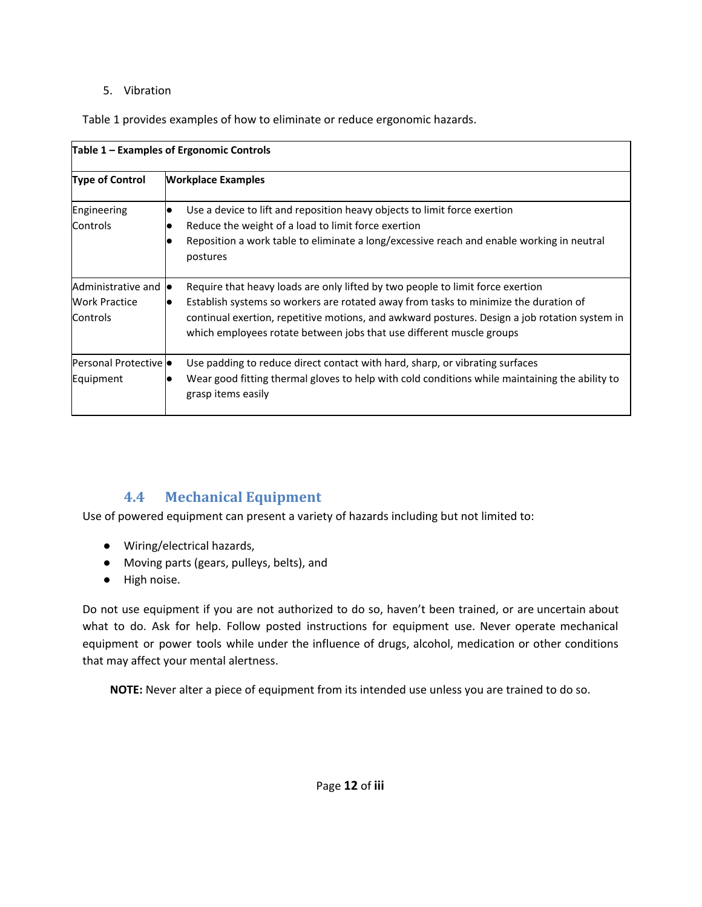5. Vibration

Table 1 provides examples of how to eliminate or reduce ergonomic hazards.

| **Table 1 – Examples of Ergonomic Controls** | |
|---|---|
| **Type of Control** | **Workplace Examples** |
| Engineering Controls | ● Use a device to lift and reposition heavy objects to limit force exertion<br>● Reduce the weight of a load to limit force exertion<br>● Reposition a work table to eliminate a long/excessive reach and enable working in neutral postures |
| Administrative and Work Practice Controls | ● Require that heavy loads are only lifted by two people to limit force exertion<br>● Establish systems so workers are rotated away from tasks to minimize the duration of continual exertion, repetitive motions, and awkward postures. Design a job rotation system in which employees rotate between jobs that use different muscle groups |
| Personal Protective Equipment | ● Use padding to reduce direct contact with hard, sharp, or vibrating surfaces<br>● Wear good fitting thermal gloves to help with cold conditions while maintaining the ability to grasp items easily |

## 4.4 Mechanical Equipment

Use of powered equipment can present a variety of hazards including but not limited to:

- Wiring/electrical hazards,
- Moving parts (gears, pulleys, belts), and
- High noise.

Do not use equipment if you are not authorized to do so, haven't been trained, or are uncertain about what to do. Ask for help. Follow posted instructions for equipment use. Never operate mechanical equipment or power tools while under the influence of drugs, alcohol, medication or other conditions that may affect your mental alertness.

**NOTE:** Never alter a piece of equipment from its intended use unless you are trained to do so.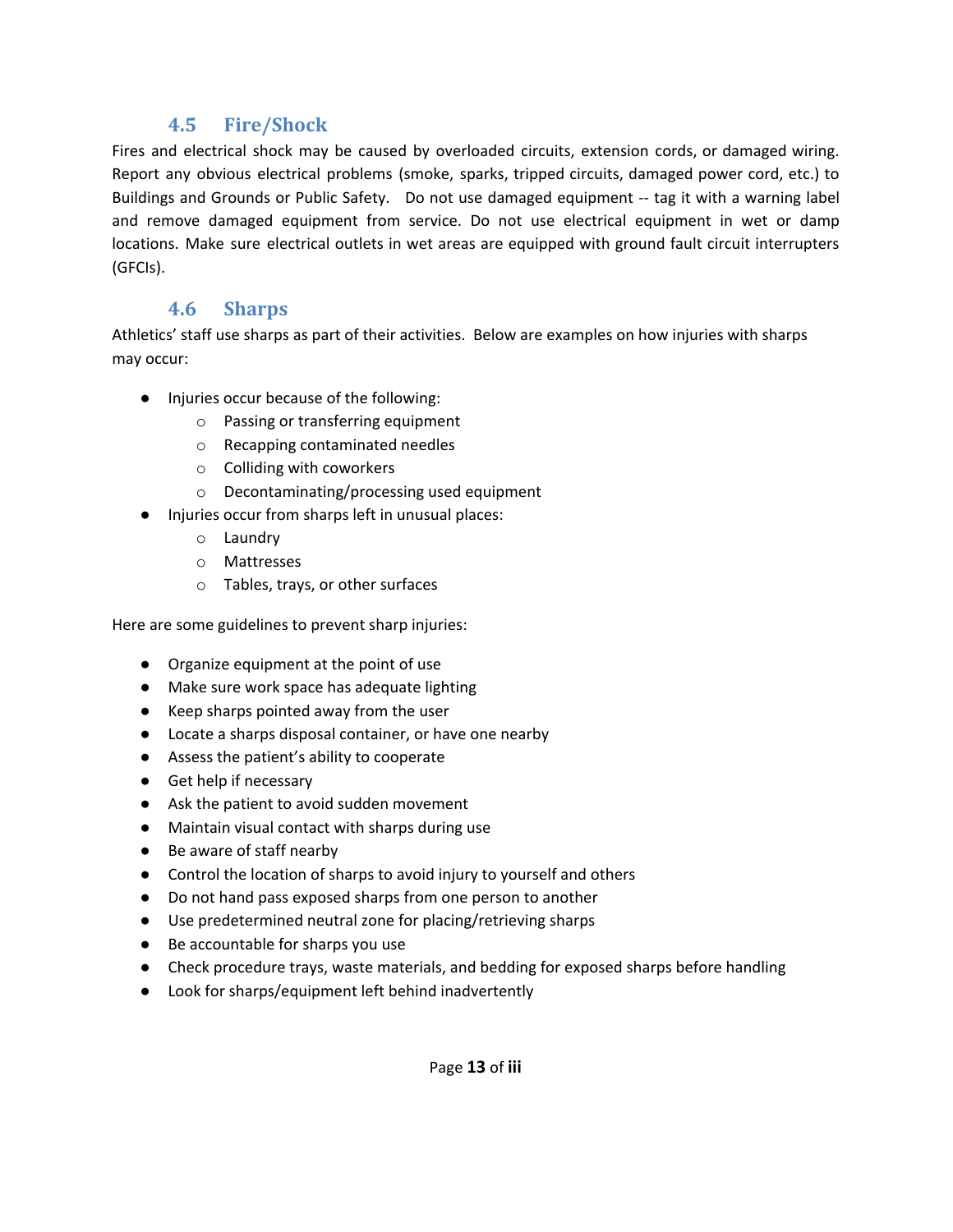### 4.5 Fire/Shock

Fires and electrical shock may be caused by overloaded circuits, extension cords, or damaged wiring. Report any obvious electrical problems (smoke, sparks, tripped circuits, damaged power cord, etc.) to Buildings and Grounds or Public Safety. Do not use damaged equipment -- tag it with a warning label and remove damaged equipment from service. Do not use electrical equipment in wet or damp locations. Make sure electrical outlets in wet areas are equipped with ground fault circuit interrupters (GFCIs).

### 4.6 Sharps

Athletics' staff use sharps as part of their activities. Below are examples on how injuries with sharps may occur:

- Injuries occur because of the following:
    - Passing or transferring equipment
    - Recapping contaminated needles
    - Colliding with coworkers
    - Decontaminating/processing used equipment
- Injuries occur from sharps left in unusual places:
    - Laundry
    - Mattresses
    - Tables, trays, or other surfaces

Here are some guidelines to prevent sharp injuries:

- Organize equipment at the point of use
- Make sure work space has adequate lighting
- Keep sharps pointed away from the user
- Locate a sharps disposal container, or have one nearby
- Assess the patient's ability to cooperate
- Get help if necessary
- Ask the patient to avoid sudden movement
- Maintain visual contact with sharps during use
- Be aware of staff nearby
- Control the location of sharps to avoid injury to yourself and others
- Do not hand pass exposed sharps from one person to another
- Use predetermined neutral zone for placing/retrieving sharps
- Be accountable for sharps you use
- Check procedure trays, waste materials, and bedding for exposed sharps before handling
- Look for sharps/equipment left behind inadvertently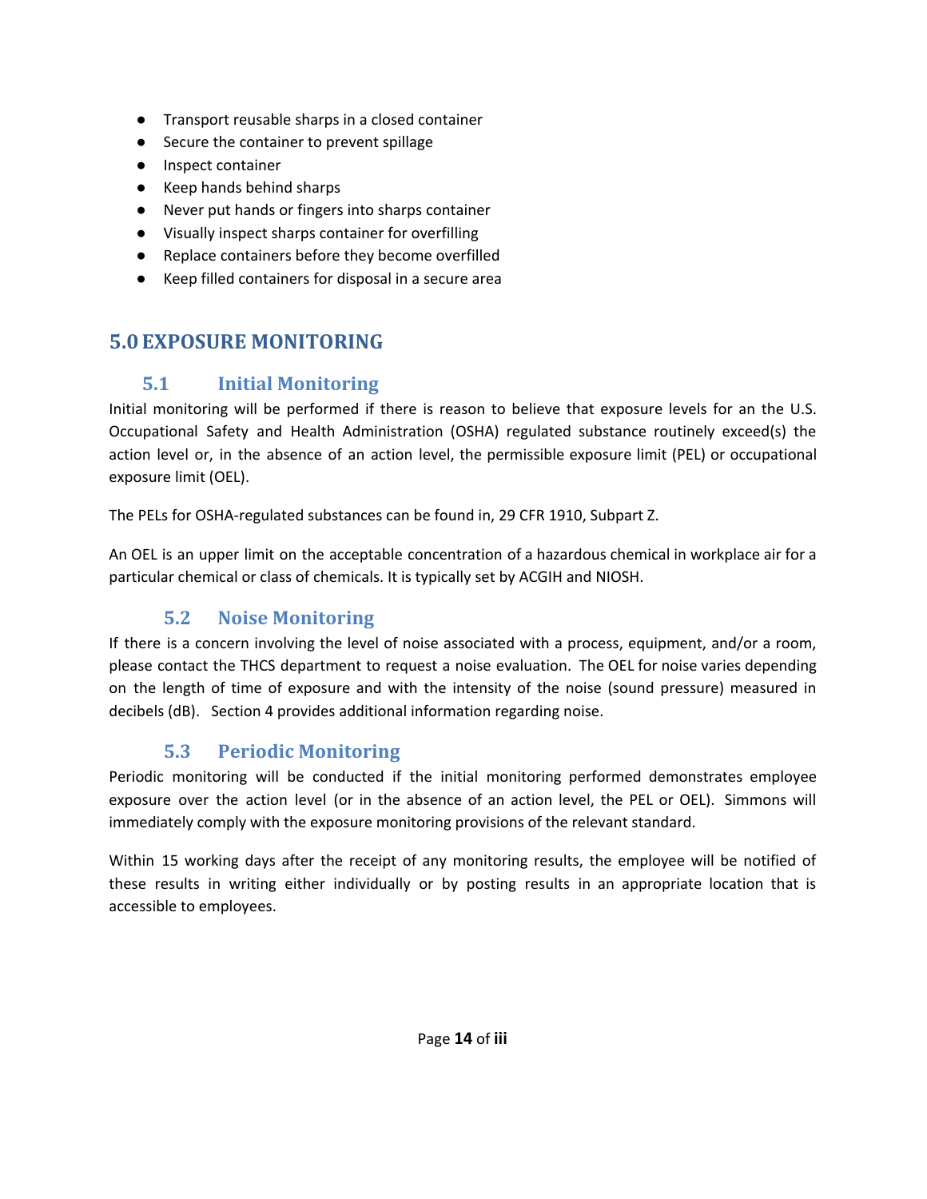- Transport reusable sharps in a closed container
- Secure the container to prevent spillage
- Inspect container
- Keep hands behind sharps
- Never put hands or fingers into sharps container
- Visually inspect sharps container for overfilling
- Replace containers before they become overfilled
- Keep filled containers for disposal in a secure area

# 5.0 EXPOSURE MONITORING

## 5.1 Initial Monitoring

Initial monitoring will be performed if there is reason to believe that exposure levels for an the U.S. Occupational Safety and Health Administration (OSHA) regulated substance routinely exceed(s) the action level or, in the absence of an action level, the permissible exposure limit (PEL) or occupational exposure limit (OEL).

The PELs for OSHA-regulated substances can be found in, 29 CFR 1910, Subpart Z.

An OEL is an upper limit on the acceptable concentration of a hazardous chemical in workplace air for a particular chemical or class of chemicals. It is typically set by ACGIH and NIOSH.

## 5.2 Noise Monitoring

If there is a concern involving the level of noise associated with a process, equipment, and/or a room, please contact the THCS department to request a noise evaluation. The OEL for noise varies depending on the length of time of exposure and with the intensity of the noise (sound pressure) measured in decibels (dB). Section 4 provides additional information regarding noise.

## 5.3 Periodic Monitoring

Periodic monitoring will be conducted if the initial monitoring performed demonstrates employee exposure over the action level (or in the absence of an action level, the PEL or OEL). Simmons will immediately comply with the exposure monitoring provisions of the relevant standard.

Within 15 working days after the receipt of any monitoring results, the employee will be notified of these results in writing either individually or by posting results in an appropriate location that is accessible to employees.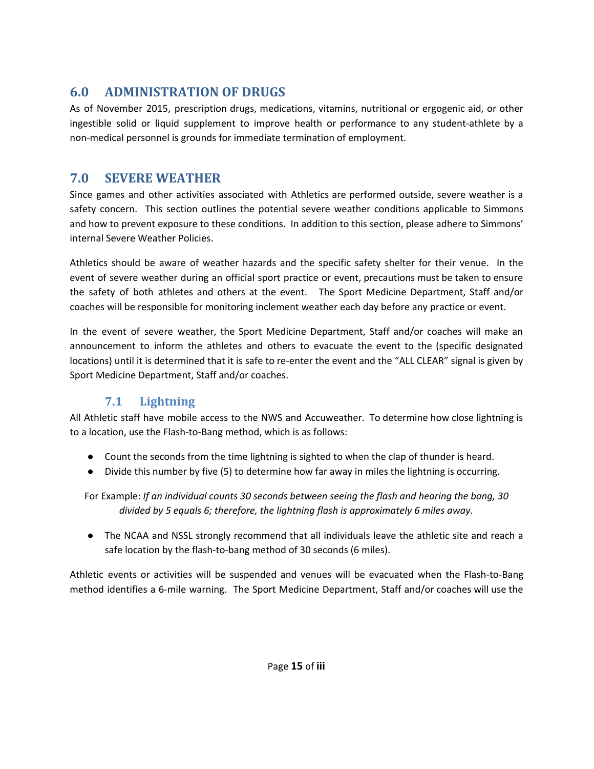## 6.0 ADMINISTRATION OF DRUGS

As of November 2015, prescription drugs, medications, vitamins, nutritional or ergogenic aid, or other ingestible solid or liquid supplement to improve health or performance to any student-athlete by a non-medical personnel is grounds for immediate termination of employment.

## 7.0 SEVERE WEATHER

Since games and other activities associated with Athletics are performed outside, severe weather is a safety concern. This section outlines the potential severe weather conditions applicable to Simmons and how to prevent exposure to these conditions. In addition to this section, please adhere to Simmons' internal Severe Weather Policies.

Athletics should be aware of weather hazards and the specific safety shelter for their venue. In the event of severe weather during an official sport practice or event, precautions must be taken to ensure the safety of both athletes and others at the event. The Sport Medicine Department, Staff and/or coaches will be responsible for monitoring inclement weather each day before any practice or event.

In the event of severe weather, the Sport Medicine Department, Staff and/or coaches will make an announcement to inform the athletes and others to evacuate the event to the (specific designated locations) until it is determined that it is safe to re-enter the event and the "ALL CLEAR" signal is given by Sport Medicine Department, Staff and/or coaches.

### 7.1 Lightning

All Athletic staff have mobile access to the NWS and Accuweather. To determine how close lightning is to a location, use the Flash-to-Bang method, which is as follows:

- Count the seconds from the time lightning is sighted to when the clap of thunder is heard.
- Divide this number by five (5) to determine how far away in miles the lightning is occurring.

For Example: *If an individual counts 30 seconds between seeing the flash and hearing the bang, 30 divided by 5 equals 6; therefore, the lightning flash is approximately 6 miles away.*

- The NCAA and NSSL strongly recommend that all individuals leave the athletic site and reach a safe location by the flash-to-bang method of 30 seconds (6 miles).

Athletic events or activities will be suspended and venues will be evacuated when the Flash-to-Bang method identifies a 6-mile warning. The Sport Medicine Department, Staff and/or coaches will use the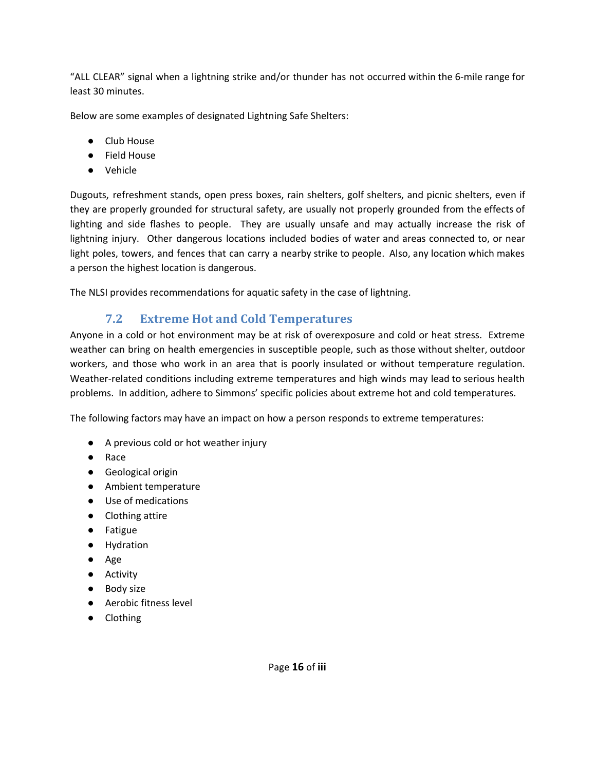"ALL CLEAR" signal when a lightning strike and/or thunder has not occurred within the 6-mile range for least 30 minutes.

Below are some examples of designated Lightning Safe Shelters:

- Club House
- Field House
- Vehicle

Dugouts, refreshment stands, open press boxes, rain shelters, golf shelters, and picnic shelters, even if they are properly grounded for structural safety, are usually not properly grounded from the effects of lighting and side flashes to people. They are usually unsafe and may actually increase the risk of lightning injury. Other dangerous locations included bodies of water and areas connected to, or near light poles, towers, and fences that can carry a nearby strike to people. Also, any location which makes a person the highest location is dangerous.

The NLSI provides recommendations for aquatic safety in the case of lightning.

### 7.2 Extreme Hot and Cold Temperatures

Anyone in a cold or hot environment may be at risk of overexposure and cold or heat stress. Extreme weather can bring on health emergencies in susceptible people, such as those without shelter, outdoor workers, and those who work in an area that is poorly insulated or without temperature regulation. Weather-related conditions including extreme temperatures and high winds may lead to serious health problems. In addition, adhere to Simmons' specific policies about extreme hot and cold temperatures.

The following factors may have an impact on how a person responds to extreme temperatures:

- A previous cold or hot weather injury
- Race
- Geological origin
- Ambient temperature
- Use of medications
- Clothing attire
- Fatigue
- Hydration
- Age
- Activity
- Body size
- Aerobic fitness level
- Clothing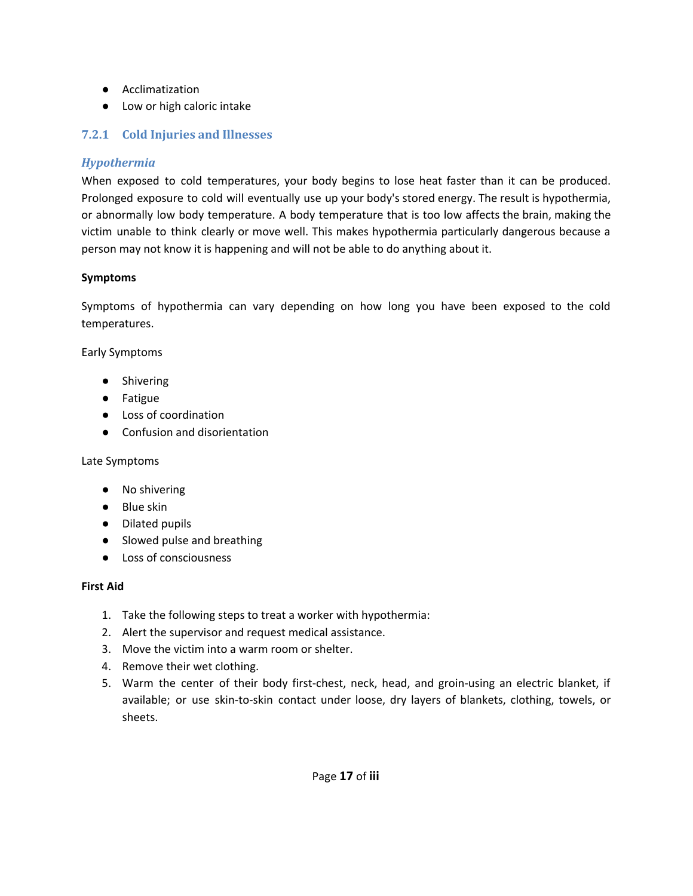- Acclimatization
- Low or high caloric intake

### 7.2.1 Cold Injuries and Illnesses

#### *Hypothermia*

When exposed to cold temperatures, your body begins to lose heat faster than it can be produced. Prolonged exposure to cold will eventually use up your body's stored energy. The result is hypothermia, or abnormally low body temperature. A body temperature that is too low affects the brain, making the victim unable to think clearly or move well. This makes hypothermia particularly dangerous because a person may not know it is happening and will not be able to do anything about it.

**Symptoms**

Symptoms of hypothermia can vary depending on how long you have been exposed to the cold temperatures.

Early Symptoms

- Shivering
- Fatigue
- Loss of coordination
- Confusion and disorientation

Late Symptoms

- No shivering
- Blue skin
- Dilated pupils
- Slowed pulse and breathing
- Loss of consciousness

**First Aid**

1. Take the following steps to treat a worker with hypothermia:
2. Alert the supervisor and request medical assistance.
3. Move the victim into a warm room or shelter.
4. Remove their wet clothing.
5. Warm the center of their body first-chest, neck, head, and groin-using an electric blanket, if available; or use skin-to-skin contact under loose, dry layers of blankets, clothing, towels, or sheets.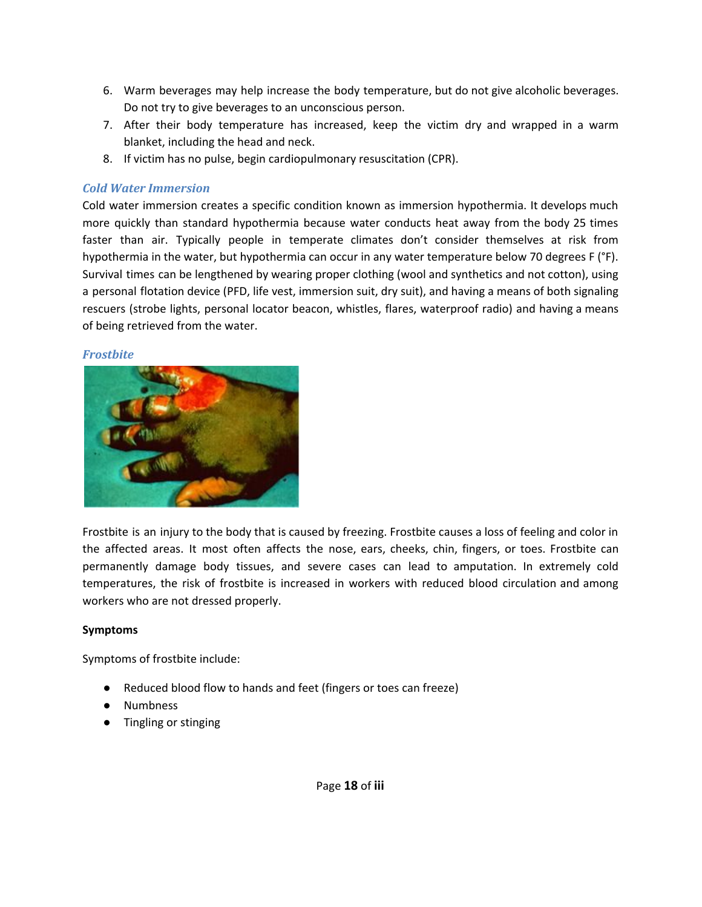6. Warm beverages may help increase the body temperature, but do not give alcoholic beverages. Do not try to give beverages to an unconscious person.
7. After their body temperature has increased, keep the victim dry and wrapped in a warm blanket, including the head and neck.
8. If victim has no pulse, begin cardiopulmonary resuscitation (CPR).

### *Cold Water Immersion*

Cold water immersion creates a specific condition known as immersion hypothermia. It develops much more quickly than standard hypothermia because water conducts heat away from the body 25 times faster than air. Typically people in temperate climates don't consider themselves at risk from hypothermia in the water, but hypothermia can occur in any water temperature below 70 degrees F (°F). Survival times can be lengthened by wearing proper clothing (wool and synthetics and not cotton), using a personal flotation device (PFD, life vest, immersion suit, dry suit), and having a means of both signaling rescuers (strobe lights, personal locator beacon, whistles, flares, waterproof radio) and having a means of being retrieved from the water.

### *Frostbite*

Frostbite is an injury to the body that is caused by freezing. Frostbite causes a loss of feeling and color in the affected areas. It most often affects the nose, ears, cheeks, chin, fingers, or toes. Frostbite can permanently damage body tissues, and severe cases can lead to amputation. In extremely cold temperatures, the risk of frostbite is increased in workers with reduced blood circulation and among workers who are not dressed properly.

**Symptoms**

Symptoms of frostbite include:

- Reduced blood flow to hands and feet (fingers or toes can freeze)
- Numbness
- Tingling or stinging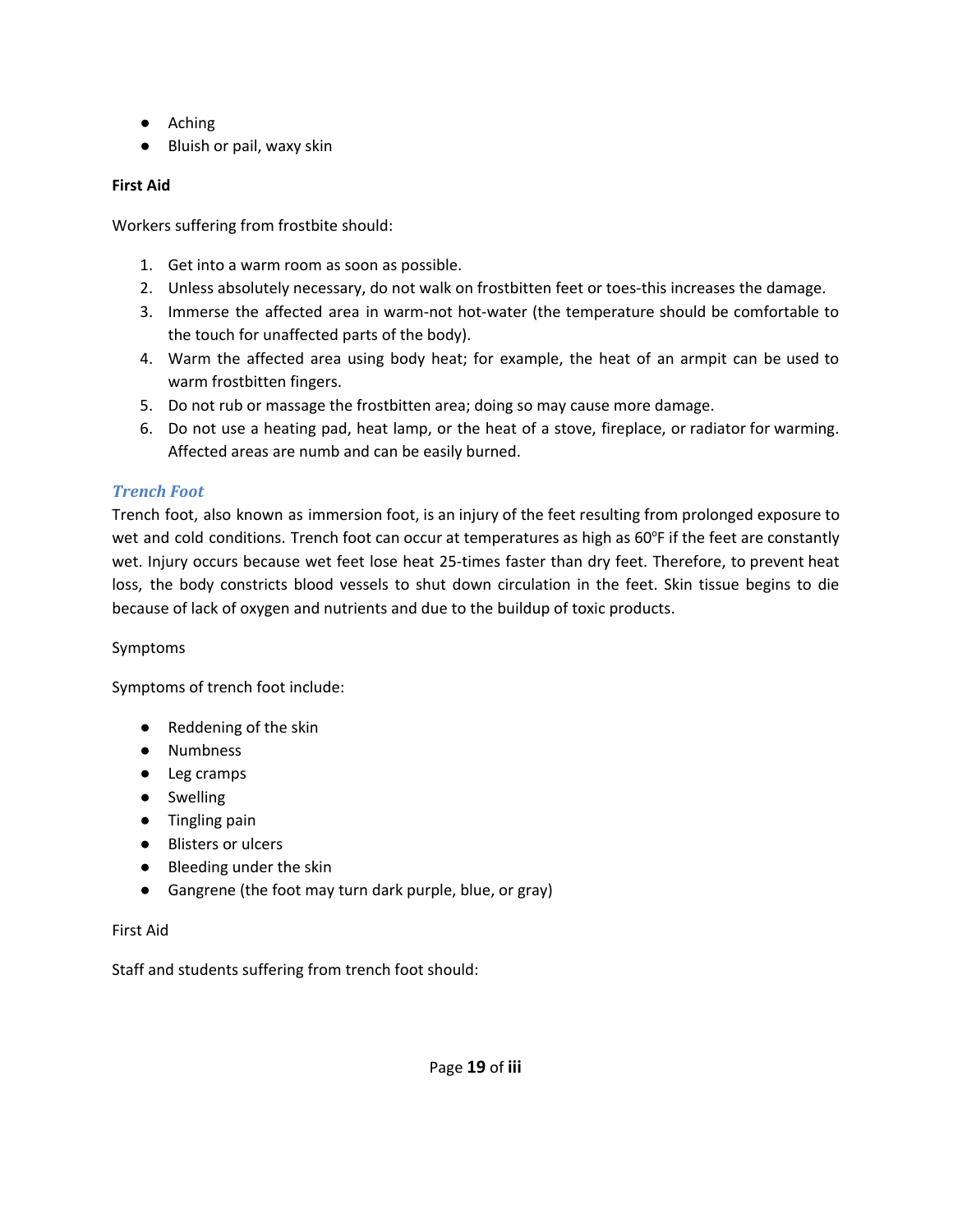- Aching
- Bluish or pail, waxy skin

**First Aid**

Workers suffering from frostbite should:

1. Get into a warm room as soon as possible.
2. Unless absolutely necessary, do not walk on frostbitten feet or toes-this increases the damage.
3. Immerse the affected area in warm-not hot-water (the temperature should be comfortable to the touch for unaffected parts of the body).
4. Warm the affected area using body heat; for example, the heat of an armpit can be used to warm frostbitten fingers.
5. Do not rub or massage the frostbitten area; doing so may cause more damage.
6. Do not use a heating pad, heat lamp, or the heat of a stove, fireplace, or radiator for warming. Affected areas are numb and can be easily burned.

### *Trench Foot*

Trench foot, also known as immersion foot, is an injury of the feet resulting from prolonged exposure to wet and cold conditions. Trench foot can occur at temperatures as high as 60$^{o}$F if the feet are constantly wet. Injury occurs because wet feet lose heat 25-times faster than dry feet. Therefore, to prevent heat loss, the body constricts blood vessels to shut down circulation in the feet. Skin tissue begins to die because of lack of oxygen and nutrients and due to the buildup of toxic products.

Symptoms

Symptoms of trench foot include:

- Reddening of the skin
- Numbness
- Leg cramps
- Swelling
- Tingling pain
- Blisters or ulcers
- Bleeding under the skin
- Gangrene (the foot may turn dark purple, blue, or gray)

First Aid

Staff and students suffering from trench foot should: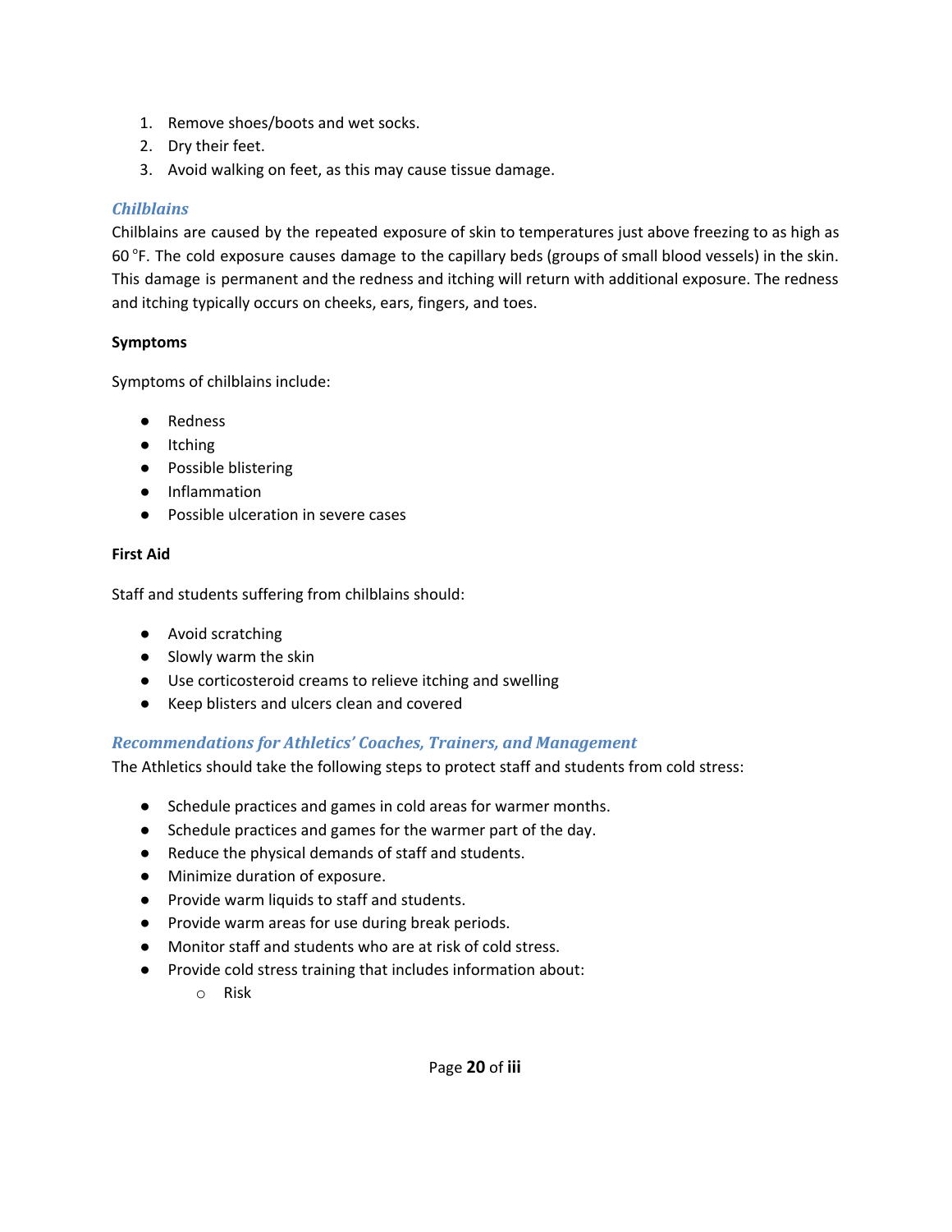1. Remove shoes/boots and wet socks.
2. Dry their feet.
3. Avoid walking on feet, as this may cause tissue damage.

### *Chilblains*

Chilblains are caused by the repeated exposure of skin to temperatures just above freezing to as high as 60 °F. The cold exposure causes damage to the capillary beds (groups of small blood vessels) in the skin. This damage is permanent and the redness and itching will return with additional exposure. The redness and itching typically occurs on cheeks, ears, fingers, and toes.

**Symptoms**

Symptoms of chilblains include:

- Redness
- Itching
- Possible blistering
- Inflammation
- Possible ulceration in severe cases

**First Aid**

Staff and students suffering from chilblains should:

- Avoid scratching
- Slowly warm the skin
- Use corticosteroid creams to relieve itching and swelling
- Keep blisters and ulcers clean and covered

### *Recommendations for Athletics' Coaches, Trainers, and Management*

The Athletics should take the following steps to protect staff and students from cold stress:

- Schedule practices and games in cold areas for warmer months.
- Schedule practices and games for the warmer part of the day.
- Reduce the physical demands of staff and students.
- Minimize duration of exposure.
- Provide warm liquids to staff and students.
- Provide warm areas for use during break periods.
- Monitor staff and students who are at risk of cold stress.
- Provide cold stress training that includes information about:
    - Risk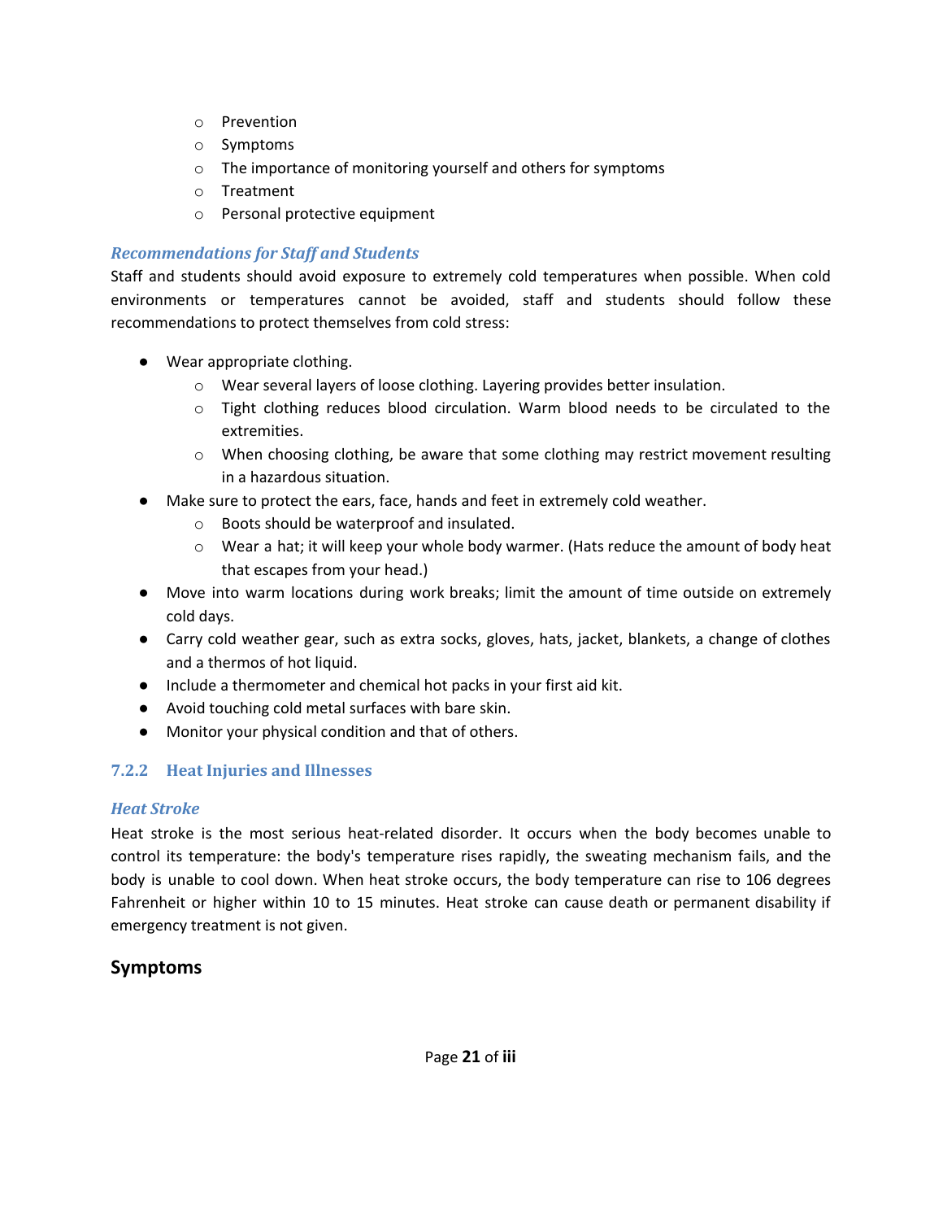- Prevention
- Symptoms
- The importance of monitoring yourself and others for symptoms
- Treatment
- Personal protective equipment

### *Recommendations for Staff and Students*

Staff and students should avoid exposure to extremely cold temperatures when possible. When cold environments or temperatures cannot be avoided, staff and students should follow these recommendations to protect themselves from cold stress:

- Wear appropriate clothing.
  - Wear several layers of loose clothing. Layering provides better insulation.
  - Tight clothing reduces blood circulation. Warm blood needs to be circulated to the extremities.
  - When choosing clothing, be aware that some clothing may restrict movement resulting in a hazardous situation.
- Make sure to protect the ears, face, hands and feet in extremely cold weather.
  - Boots should be waterproof and insulated.
  - Wear a hat; it will keep your whole body warmer. (Hats reduce the amount of body heat that escapes from your head.)
- Move into warm locations during work breaks; limit the amount of time outside on extremely cold days.
- Carry cold weather gear, such as extra socks, gloves, hats, jacket, blankets, a change of clothes and a thermos of hot liquid.
- Include a thermometer and chemical hot packs in your first aid kit.
- Avoid touching cold metal surfaces with bare skin.
- Monitor your physical condition and that of others.

## 7.2.2 Heat Injuries and Illnesses

### *Heat Stroke*

Heat stroke is the most serious heat-related disorder. It occurs when the body becomes unable to control its temperature: the body's temperature rises rapidly, the sweating mechanism fails, and the body is unable to cool down. When heat stroke occurs, the body temperature can rise to 106 degrees Fahrenheit or higher within 10 to 15 minutes. Heat stroke can cause death or permanent disability if emergency treatment is not given.

## Symptoms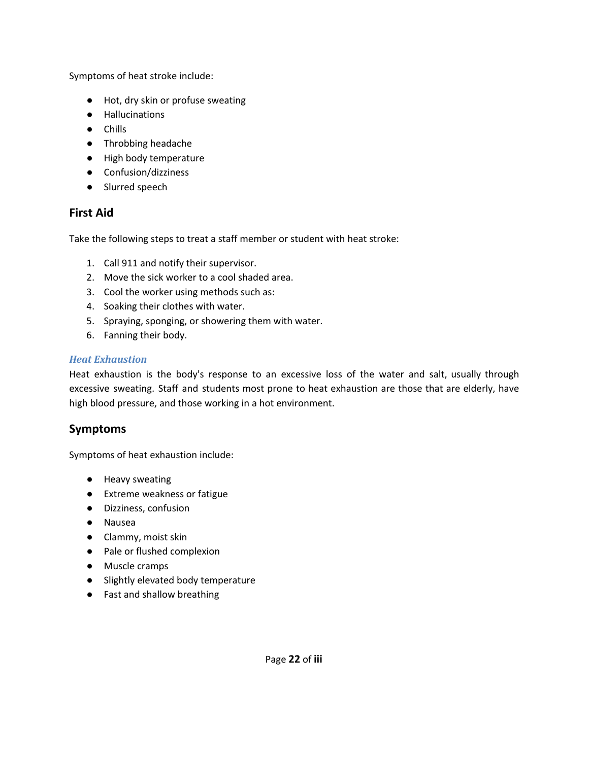Symptoms of heat stroke include:

- Hot, dry skin or profuse sweating
- Hallucinations
- Chills
- Throbbing headache
- High body temperature
- Confusion/dizziness
- Slurred speech

## First Aid

Take the following steps to treat a staff member or student with heat stroke:

1. Call 911 and notify their supervisor.
2. Move the sick worker to a cool shaded area.
3. Cool the worker using methods such as:
4. Soaking their clothes with water.
5. Spraying, sponging, or showering them with water.
6. Fanning their body.

### *Heat Exhaustion*

Heat exhaustion is the body's response to an excessive loss of the water and salt, usually through excessive sweating. Staff and students most prone to heat exhaustion are those that are elderly, have high blood pressure, and those working in a hot environment.

## Symptoms

Symptoms of heat exhaustion include:

- Heavy sweating
- Extreme weakness or fatigue
- Dizziness, confusion
- Nausea
- Clammy, moist skin
- Pale or flushed complexion
- Muscle cramps
- Slightly elevated body temperature
- Fast and shallow breathing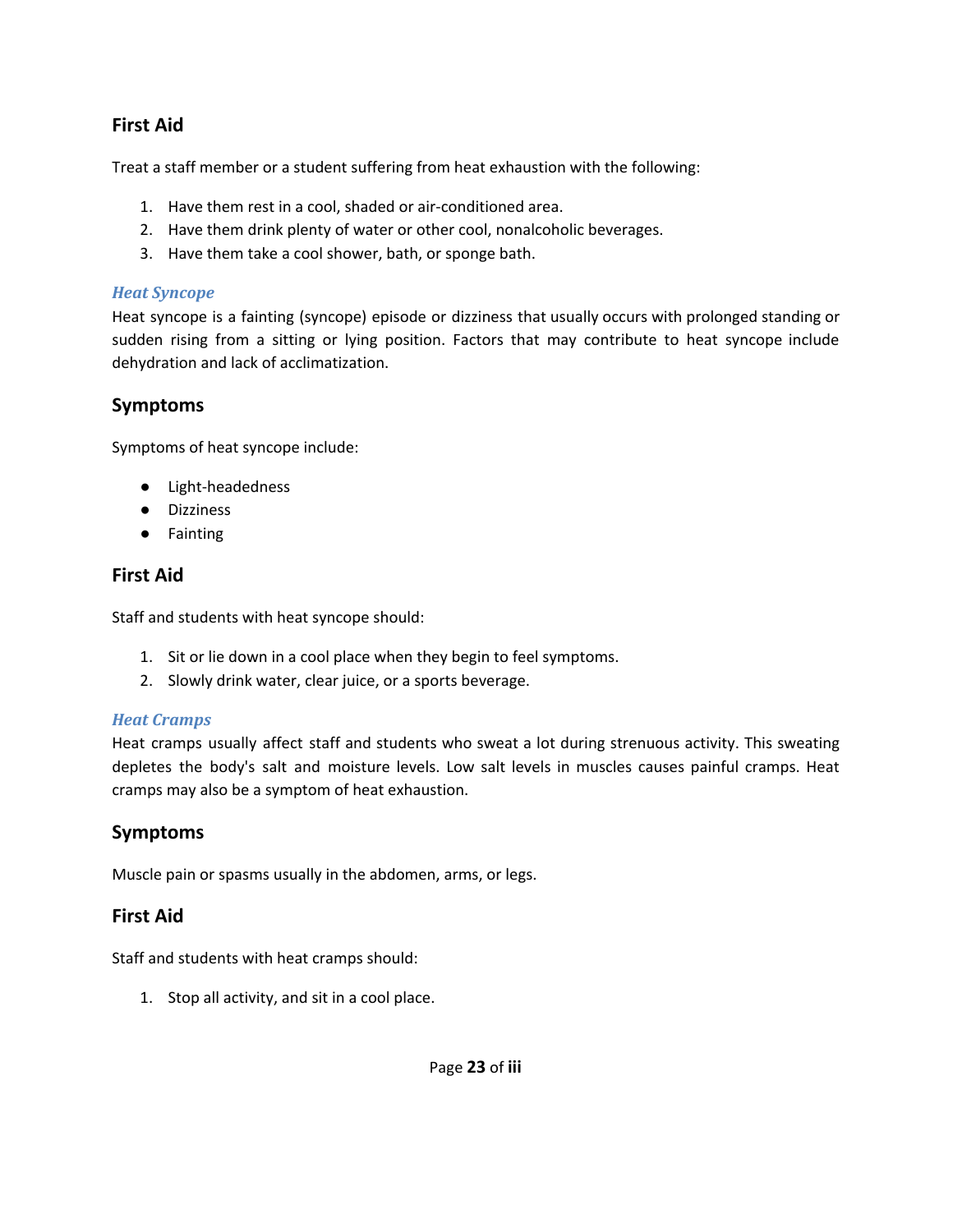## First Aid

Treat a staff member or a student suffering from heat exhaustion with the following:

1. Have them rest in a cool, shaded or air-conditioned area.
2. Have them drink plenty of water or other cool, nonalcoholic beverages.
3. Have them take a cool shower, bath, or sponge bath.

### *Heat Syncope*

Heat syncope is a fainting (syncope) episode or dizziness that usually occurs with prolonged standing or sudden rising from a sitting or lying position. Factors that may contribute to heat syncope include dehydration and lack of acclimatization.

## Symptoms

Symptoms of heat syncope include:

- Light-headedness
- Dizziness
- Fainting

## First Aid

Staff and students with heat syncope should:

1. Sit or lie down in a cool place when they begin to feel symptoms.
2. Slowly drink water, clear juice, or a sports beverage.

### *Heat Cramps*

Heat cramps usually affect staff and students who sweat a lot during strenuous activity. This sweating depletes the body's salt and moisture levels. Low salt levels in muscles causes painful cramps. Heat cramps may also be a symptom of heat exhaustion.

## Symptoms

Muscle pain or spasms usually in the abdomen, arms, or legs.

## First Aid

Staff and students with heat cramps should:

1. Stop all activity, and sit in a cool place.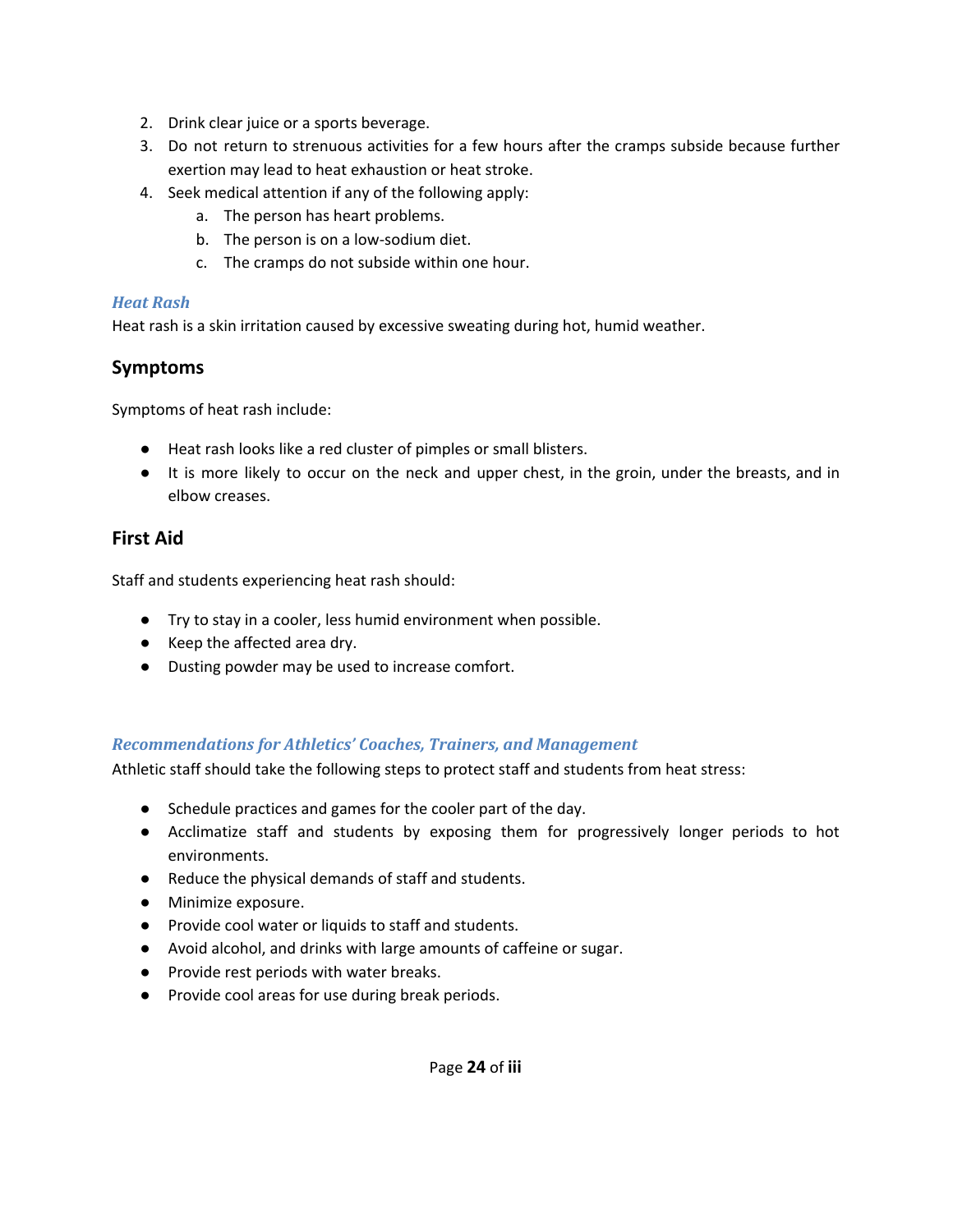2. Drink clear juice or a sports beverage.
3. Do not return to strenuous activities for a few hours after the cramps subside because further exertion may lead to heat exhaustion or heat stroke.
4. Seek medical attention if any of the following apply:
    a. The person has heart problems.
    b. The person is on a low-sodium diet.
    c. The cramps do not subside within one hour.

### *Heat Rash*

Heat rash is a skin irritation caused by excessive sweating during hot, humid weather.

## Symptoms

Symptoms of heat rash include:

- Heat rash looks like a red cluster of pimples or small blisters.
- It is more likely to occur on the neck and upper chest, in the groin, under the breasts, and in elbow creases.

## First Aid

Staff and students experiencing heat rash should:

- Try to stay in a cooler, less humid environment when possible.
- Keep the affected area dry.
- Dusting powder may be used to increase comfort.

### *Recommendations for Athletics' Coaches, Trainers, and Management*

Athletic staff should take the following steps to protect staff and students from heat stress:

- Schedule practices and games for the cooler part of the day.
- Acclimatize staff and students by exposing them for progressively longer periods to hot environments.
- Reduce the physical demands of staff and students.
- Minimize exposure.
- Provide cool water or liquids to staff and students.
- Avoid alcohol, and drinks with large amounts of caffeine or sugar.
- Provide rest periods with water breaks.
- Provide cool areas for use during break periods.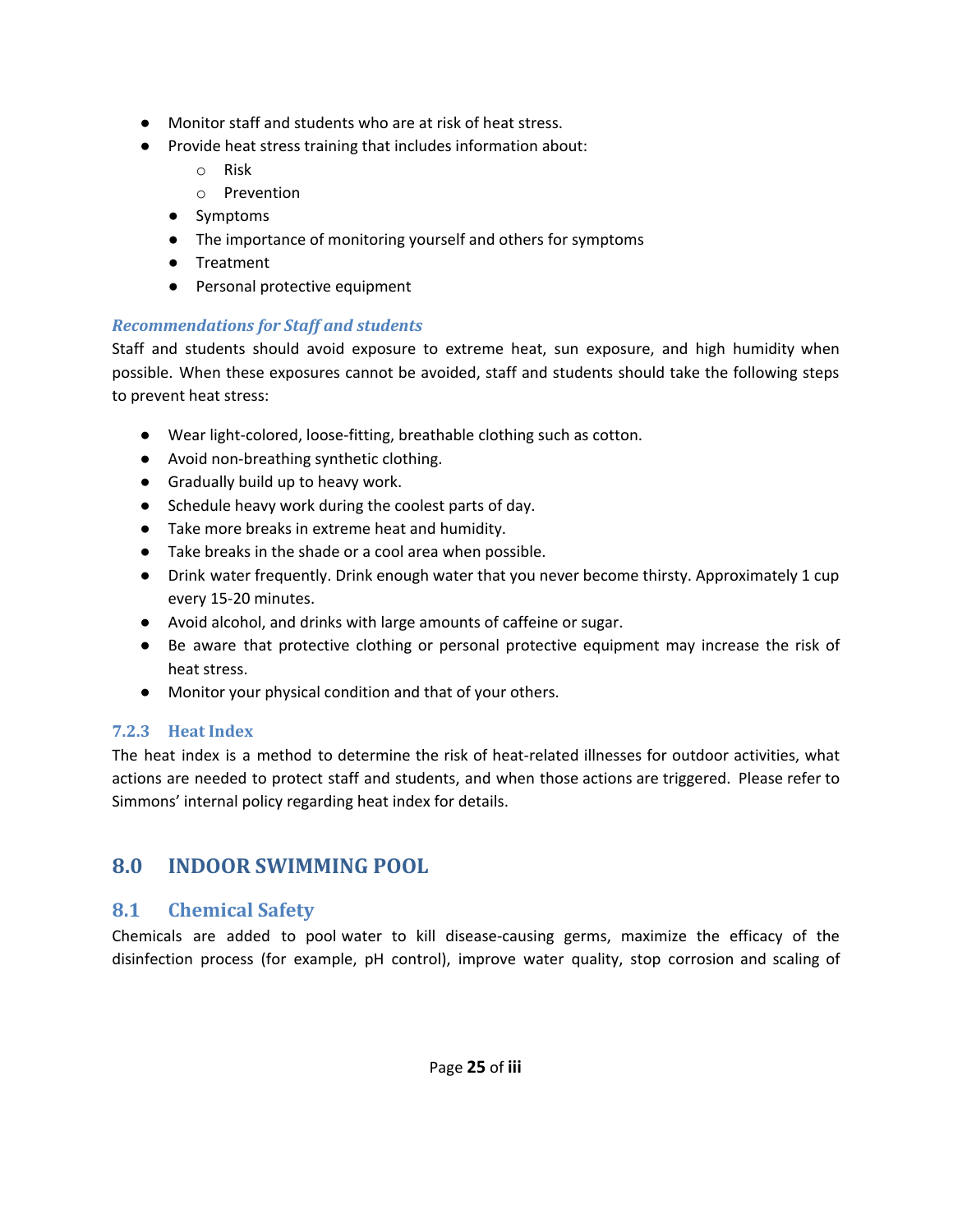- Monitor staff and students who are at risk of heat stress.
- Provide heat stress training that includes information about:
    - Risk
    - Prevention
  - Symptoms
  - The importance of monitoring yourself and others for symptoms
  - Treatment
  - Personal protective equipment

#### *Recommendations for Staff and students*

Staff and students should avoid exposure to extreme heat, sun exposure, and high humidity when possible. When these exposures cannot be avoided, staff and students should take the following steps to prevent heat stress:

- Wear light-colored, loose-fitting, breathable clothing such as cotton.
- Avoid non-breathing synthetic clothing.
- Gradually build up to heavy work.
- Schedule heavy work during the coolest parts of day.
- Take more breaks in extreme heat and humidity.
- Take breaks in the shade or a cool area when possible.
- Drink water frequently. Drink enough water that you never become thirsty. Approximately 1 cup every 15-20 minutes.
- Avoid alcohol, and drinks with large amounts of caffeine or sugar.
- Be aware that protective clothing or personal protective equipment may increase the risk of heat stress.
- Monitor your physical condition and that of your others.

### 7.2.3 Heat Index

The heat index is a method to determine the risk of heat-related illnesses for outdoor activities, what actions are needed to protect staff and students, and when those actions are triggered. Please refer to Simmons' internal policy regarding heat index for details.

# 8.0 INDOOR SWIMMING POOL

## 8.1 Chemical Safety

Chemicals are added to pool water to kill disease-causing germs, maximize the efficacy of the disinfection process (for example, pH control), improve water quality, stop corrosion and scaling of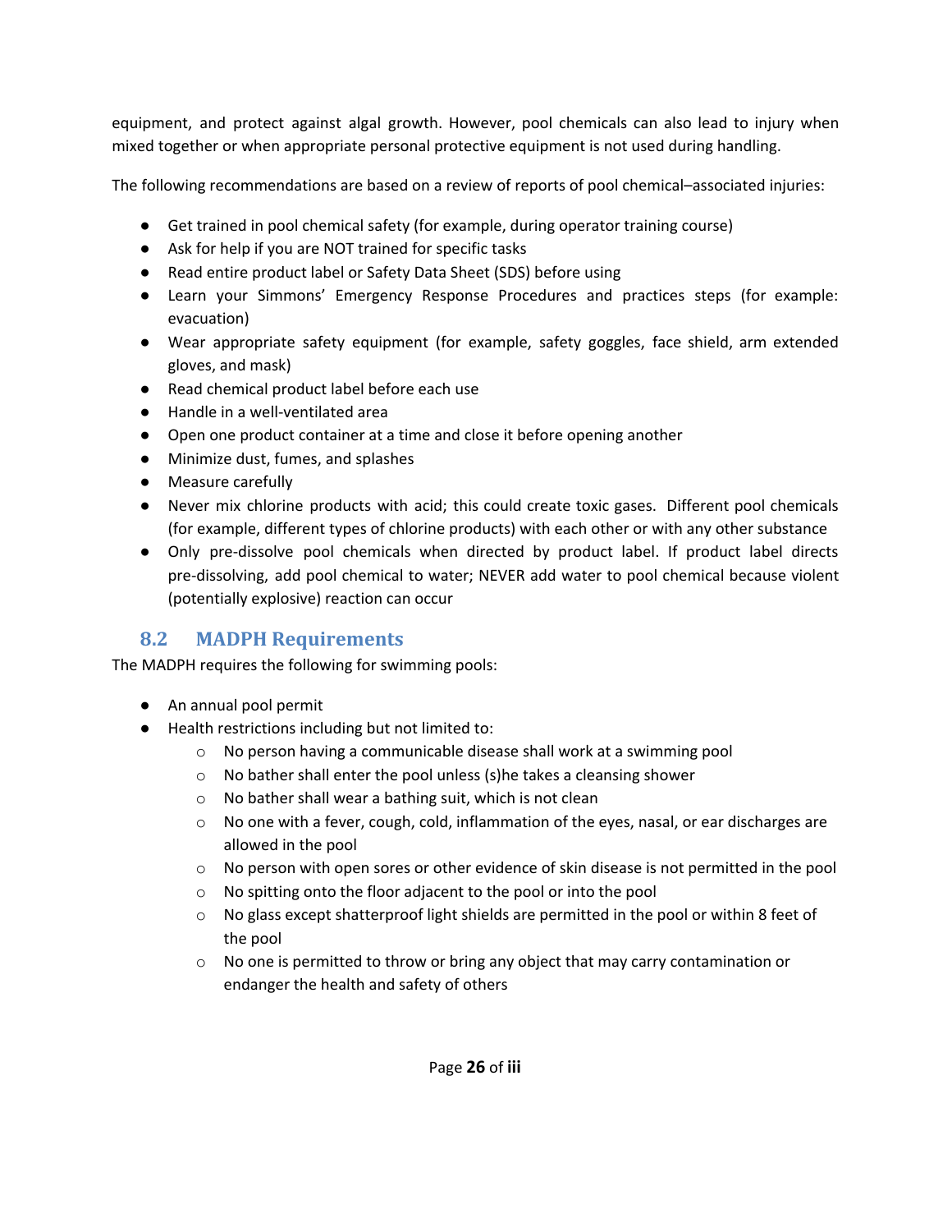equipment, and protect against algal growth. However, pool chemicals can also lead to injury when mixed together or when appropriate personal protective equipment is not used during handling.

The following recommendations are based on a review of reports of pool chemical–associated injuries:

- Get trained in pool chemical safety (for example, during operator training course)
- Ask for help if you are NOT trained for specific tasks
- Read entire product label or Safety Data Sheet (SDS) before using
- Learn your Simmons' Emergency Response Procedures and practices steps (for example: evacuation)
- Wear appropriate safety equipment (for example, safety goggles, face shield, arm extended gloves, and mask)
- Read chemical product label before each use
- Handle in a well-ventilated area
- Open one product container at a time and close it before opening another
- Minimize dust, fumes, and splashes
- Measure carefully
- Never mix chlorine products with acid; this could create toxic gases. Different pool chemicals (for example, different types of chlorine products) with each other or with any other substance
- Only pre-dissolve pool chemicals when directed by product label. If product label directs pre-dissolving, add pool chemical to water; NEVER add water to pool chemical because violent (potentially explosive) reaction can occur

## 8.2 MADPH Requirements

The MADPH requires the following for swimming pools:

- An annual pool permit
- Health restrictions including but not limited to:
  - No person having a communicable disease shall work at a swimming pool
  - No bather shall enter the pool unless (s)he takes a cleansing shower
  - No bather shall wear a bathing suit, which is not clean
  - No one with a fever, cough, cold, inflammation of the eyes, nasal, or ear discharges are allowed in the pool
  - No person with open sores or other evidence of skin disease is not permitted in the pool
  - No spitting onto the floor adjacent to the pool or into the pool
  - No glass except shatterproof light shields are permitted in the pool or within 8 feet of the pool
  - No one is permitted to throw or bring any object that may carry contamination or endanger the health and safety of others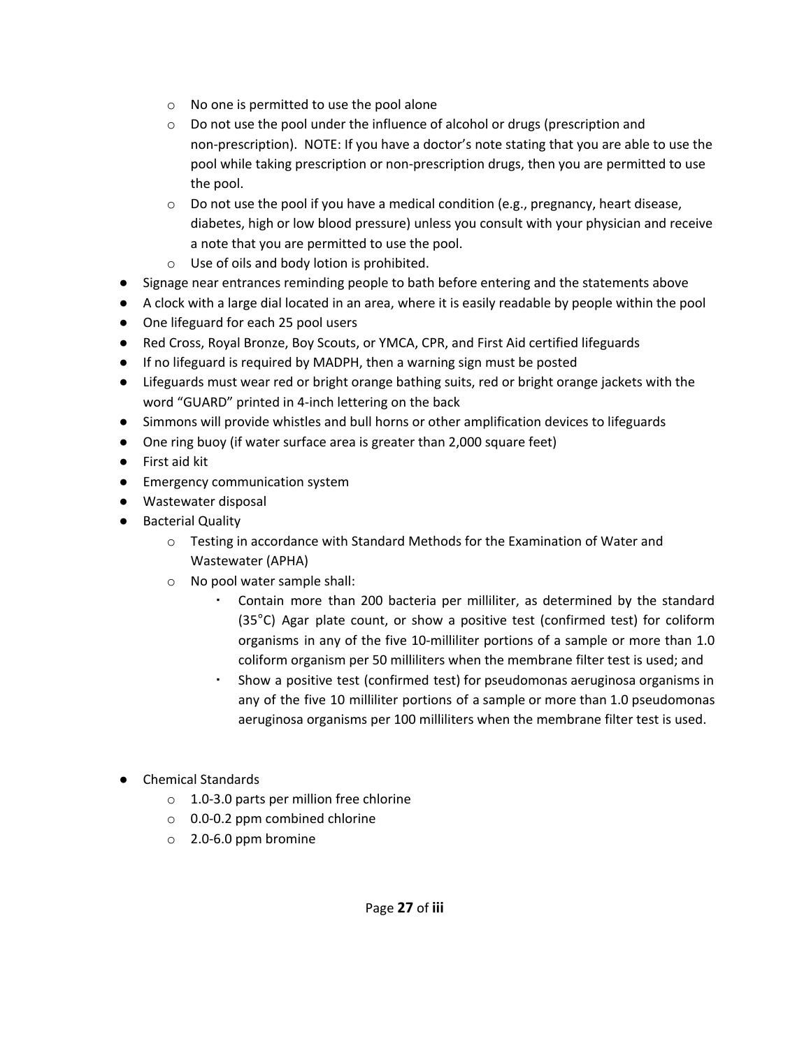- No one is permitted to use the pool alone
  - Do not use the pool under the influence of alcohol or drugs (prescription and non-prescription). NOTE: If you have a doctor's note stating that you are able to use the pool while taking prescription or non-prescription drugs, then you are permitted to use the pool.
  - Do not use the pool if you have a medical condition (e.g., pregnancy, heart disease, diabetes, high or low blood pressure) unless you consult with your physician and receive a note that you are permitted to use the pool.
  - Use of oils and body lotion is prohibited.
- Signage near entrances reminding people to bath before entering and the statements above
- A clock with a large dial located in an area, where it is easily readable by people within the pool
- One lifeguard for each 25 pool users
- Red Cross, Royal Bronze, Boy Scouts, or YMCA, CPR, and First Aid certified lifeguards
- If no lifeguard is required by MADPH, then a warning sign must be posted
- Lifeguards must wear red or bright orange bathing suits, red or bright orange jackets with the word "GUARD" printed in 4-inch lettering on the back
- Simmons will provide whistles and bull horns or other amplification devices to lifeguards
- One ring buoy (if water surface area is greater than 2,000 square feet)
- First aid kit
- Emergency communication system
- Wastewater disposal
- Bacterial Quality
  - Testing in accordance with Standard Methods for the Examination of Water and Wastewater (APHA)
  - No pool water sample shall:
    - Contain more than 200 bacteria per milliliter, as determined by the standard (35°C) Agar plate count, or show a positive test (confirmed test) for coliform organisms in any of the five 10-milliliter portions of a sample or more than 1.0 coliform organism per 50 milliliters when the membrane filter test is used; and
    - Show a positive test (confirmed test) for pseudomonas aeruginosa organisms in any of the five 10 milliliter portions of a sample or more than 1.0 pseudomonas aeruginosa organisms per 100 milliliters when the membrane filter test is used.

- Chemical Standards
  - 1.0-3.0 parts per million free chlorine
  - 0.0-0.2 ppm combined chlorine
  - 2.0-6.0 ppm bromine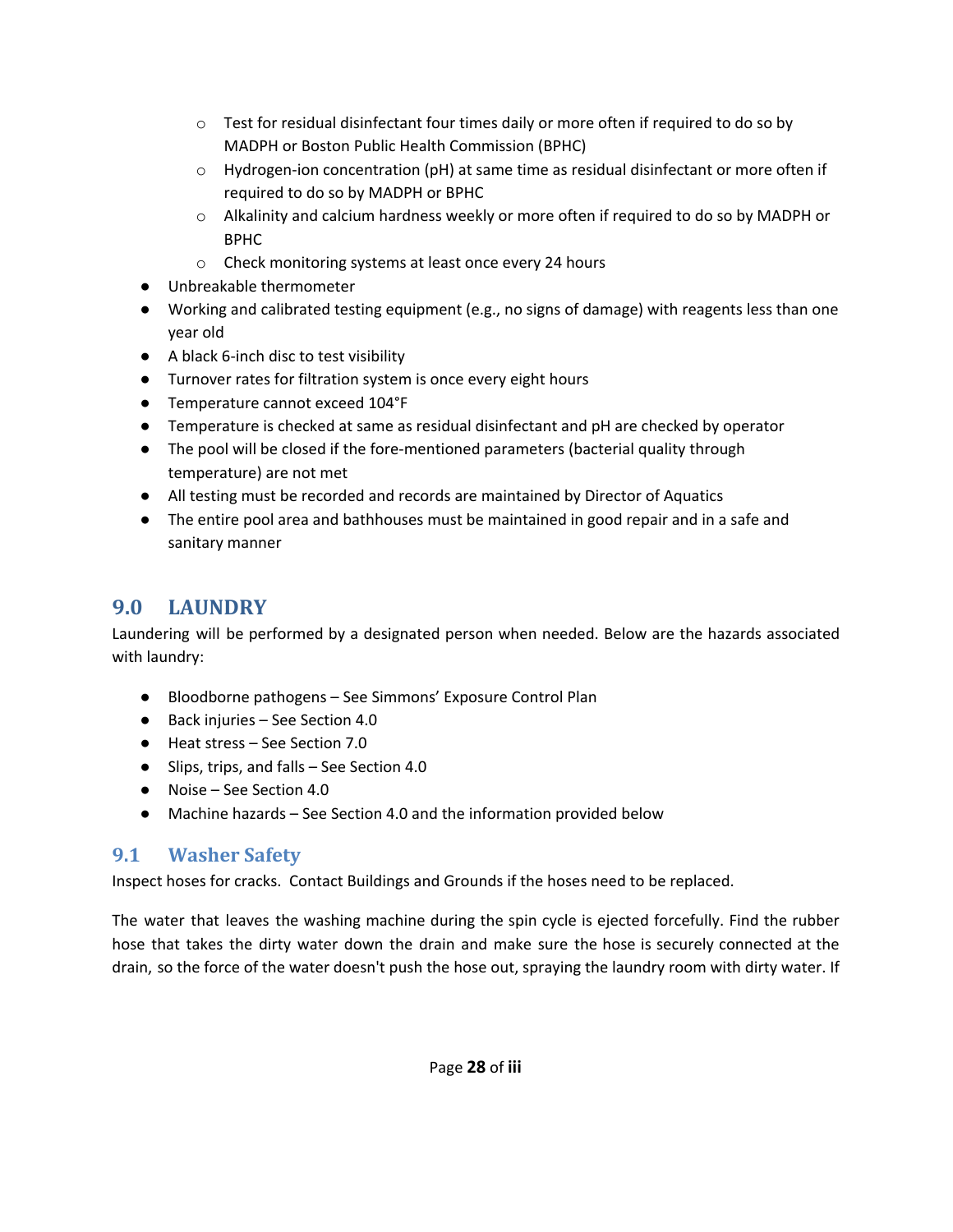- Test for residual disinfectant four times daily or more often if required to do so by MADPH or Boston Public Health Commission (BPHC)
  - Hydrogen-ion concentration (pH) at same time as residual disinfectant or more often if required to do so by MADPH or BPHC
  - Alkalinity and calcium hardness weekly or more often if required to do so by MADPH or BPHC
  - Check monitoring systems at least once every 24 hours
- Unbreakable thermometer
- Working and calibrated testing equipment (e.g., no signs of damage) with reagents less than one year old
- A black 6-inch disc to test visibility
- Turnover rates for filtration system is once every eight hours
- Temperature cannot exceed 104°F
- Temperature is checked at same as residual disinfectant and pH are checked by operator
- The pool will be closed if the fore-mentioned parameters (bacterial quality through temperature) are not met
- All testing must be recorded and records are maintained by Director of Aquatics
- The entire pool area and bathhouses must be maintained in good repair and in a safe and sanitary manner

## 9.0 LAUNDRY

Laundering will be performed by a designated person when needed. Below are the hazards associated with laundry:

- Bloodborne pathogens – See Simmons' Exposure Control Plan
- Back injuries – See Section 4.0
- Heat stress – See Section 7.0
- Slips, trips, and falls – See Section 4.0
- Noise – See Section 4.0
- Machine hazards – See Section 4.0 and the information provided below

### 9.1 Washer Safety

Inspect hoses for cracks. Contact Buildings and Grounds if the hoses need to be replaced.

The water that leaves the washing machine during the spin cycle is ejected forcefully. Find the rubber hose that takes the dirty water down the drain and make sure the hose is securely connected at the drain, so the force of the water doesn't push the hose out, spraying the laundry room with dirty water. If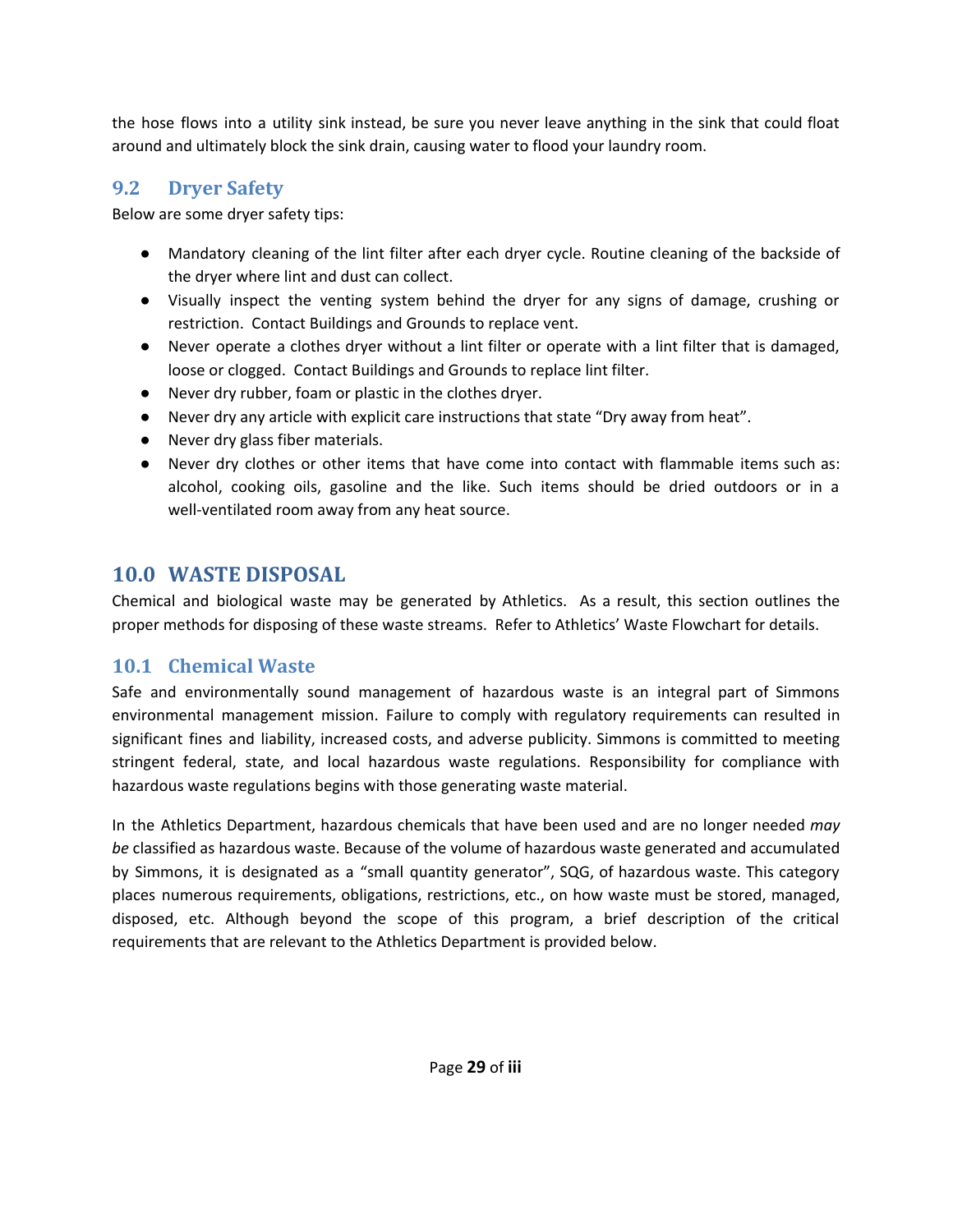the hose flows into a utility sink instead, be sure you never leave anything in the sink that could float around and ultimately block the sink drain, causing water to flood your laundry room.

### 9.2 Dryer Safety

Below are some dryer safety tips:

- Mandatory cleaning of the lint filter after each dryer cycle. Routine cleaning of the backside of the dryer where lint and dust can collect.
- Visually inspect the venting system behind the dryer for any signs of damage, crushing or restriction. Contact Buildings and Grounds to replace vent.
- Never operate a clothes dryer without a lint filter or operate with a lint filter that is damaged, loose or clogged. Contact Buildings and Grounds to replace lint filter.
- Never dry rubber, foam or plastic in the clothes dryer.
- Never dry any article with explicit care instructions that state "Dry away from heat".
- Never dry glass fiber materials.
- Never dry clothes or other items that have come into contact with flammable items such as: alcohol, cooking oils, gasoline and the like. Such items should be dried outdoors or in a well-ventilated room away from any heat source.

## 10.0 WASTE DISPOSAL

Chemical and biological waste may be generated by Athletics. As a result, this section outlines the proper methods for disposing of these waste streams. Refer to Athletics' Waste Flowchart for details.

### 10.1 Chemical Waste

Safe and environmentally sound management of hazardous waste is an integral part of Simmons environmental management mission. Failure to comply with regulatory requirements can resulted in significant fines and liability, increased costs, and adverse publicity. Simmons is committed to meeting stringent federal, state, and local hazardous waste regulations. Responsibility for compliance with hazardous waste regulations begins with those generating waste material.

In the Athletics Department, hazardous chemicals that have been used and are no longer needed *may be* classified as hazardous waste. Because of the volume of hazardous waste generated and accumulated by Simmons, it is designated as a "small quantity generator", SQG, of hazardous waste. This category places numerous requirements, obligations, restrictions, etc., on how waste must be stored, managed, disposed, etc. Although beyond the scope of this program, a brief description of the critical requirements that are relevant to the Athletics Department is provided below.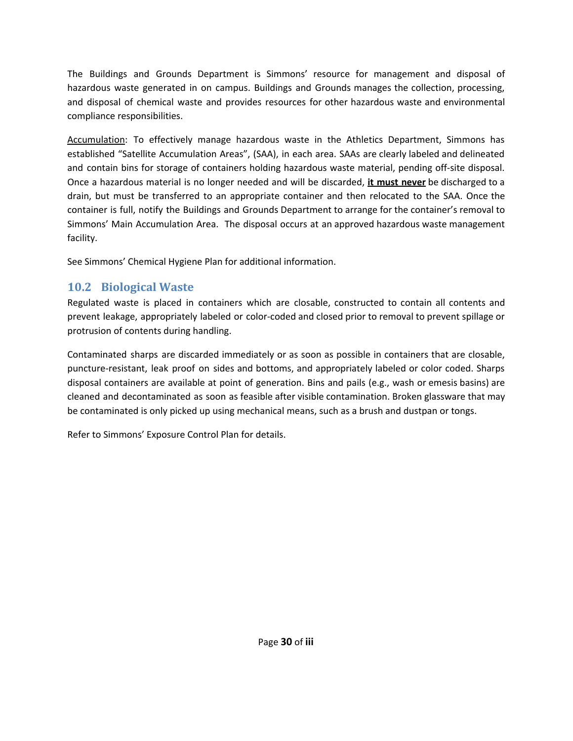The Buildings and Grounds Department is Simmons' resource for management and disposal of hazardous waste generated in on campus. Buildings and Grounds manages the collection, processing, and disposal of chemical waste and provides resources for other hazardous waste and environmental compliance responsibilities.

<u>Accumulation</u>: To effectively manage hazardous waste in the Athletics Department, Simmons has established "Satellite Accumulation Areas", (SAA), in each area. SAAs are clearly labeled and delineated and contain bins for storage of containers holding hazardous waste material, pending off-site disposal. Once a hazardous material is no longer needed and will be discarded, **<u>it must never</u>** be discharged to a drain, but must be transferred to an appropriate container and then relocated to the SAA. Once the container is full, notify the Buildings and Grounds Department to arrange for the container's removal to Simmons' Main Accumulation Area. The disposal occurs at an approved hazardous waste management facility.

See Simmons' Chemical Hygiene Plan for additional information.

## 10.2 Biological Waste

Regulated waste is placed in containers which are closable, constructed to contain all contents and prevent leakage, appropriately labeled or color-coded and closed prior to removal to prevent spillage or protrusion of contents during handling.

Contaminated sharps are discarded immediately or as soon as possible in containers that are closable, puncture-resistant, leak proof on sides and bottoms, and appropriately labeled or color coded. Sharps disposal containers are available at point of generation. Bins and pails (e.g., wash or emesis basins) are cleaned and decontaminated as soon as feasible after visible contamination. Broken glassware that may be contaminated is only picked up using mechanical means, such as a brush and dustpan or tongs.

Refer to Simmons' Exposure Control Plan for details.